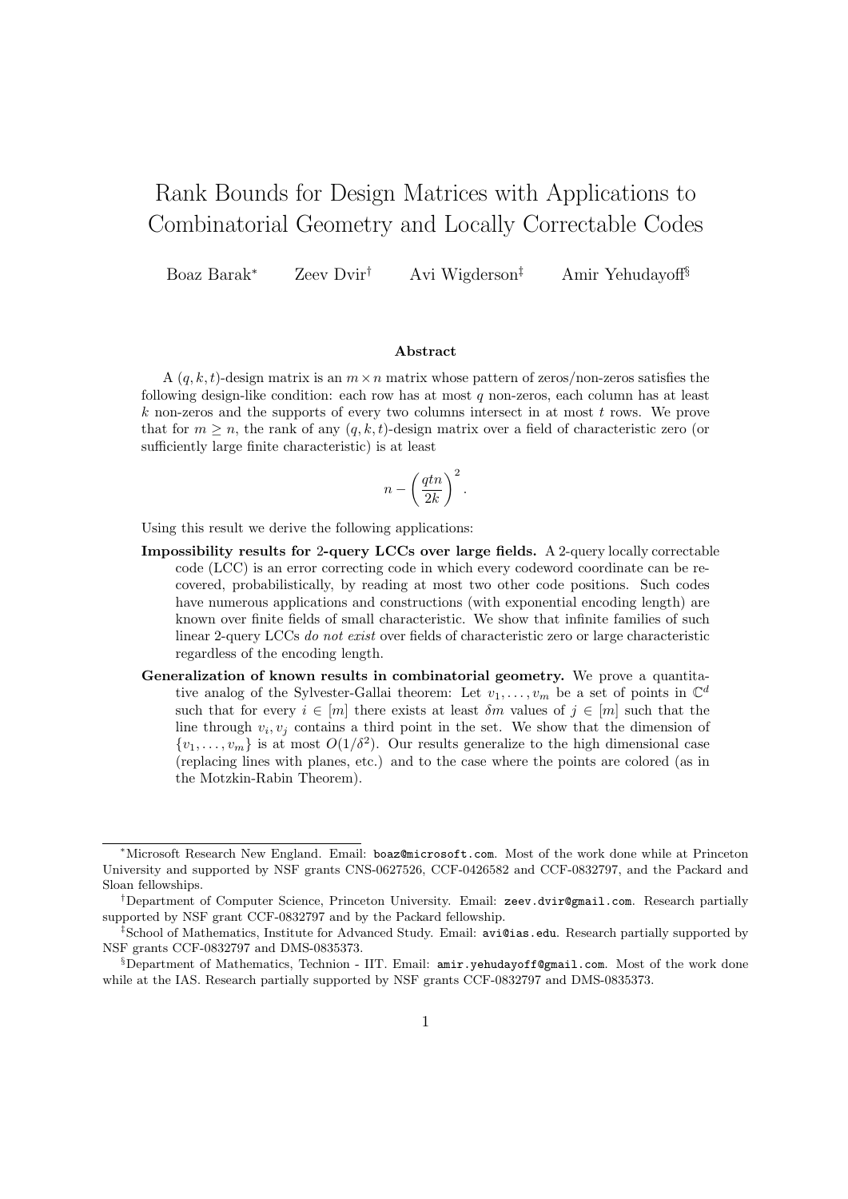# Rank Bounds for Design Matrices with Applications to Combinatorial Geometry and Locally Correctable Codes

Boaz Barak* Zeev Dvir† Avi Wigderson‡ Amir Yehudayoff§

## Abstract

A $(q, k, t)$-design matrix is an $m \times n$ matrix whose pattern of zeros/non-zeros satisfies the following design-like condition: each row has at most $q$ non-zeros, each column has at least $k$ non-zeros and the supports of every two columns intersect in at most $t$ rows. We prove that for $m \geq n$, the rank of any $(q, k, t)$-design matrix over a field of characteristic zero (or sufficiently large finite characteristic) is at least

$$n - \left(\frac{qtn}{2k}\right)^2.$$

Using this result we derive the following applications:

**Impossibility results for 2-query LCCs over large fields.** A 2-query locally correctable code (LCC) is an error correcting code in which every codeword coordinate can be recovered, probabilistically, by reading at most two other code positions. Such codes have numerous applications and constructions (with exponential encoding length) are known over finite fields of small characteristic. We show that infinite families of such linear 2-query LCCs *do not exist* over fields of characteristic zero or large characteristic regardless of the encoding length.

**Generalization of known results in combinatorial geometry.** We prove a quantitative analog of the Sylvester-Gallai theorem: Let $v_1, \ldots, v_m$ be a set of points in $\mathbb{C}^d$ such that for every $i \in [m]$ there exists at least $\delta m$ values of $j \in [m]$ such that the line through $v_i, v_j$ contains a third point in the set. We show that the dimension of $\{v_1, \ldots, v_m\}$ is at most $O(1/\delta^2)$. Our results generalize to the high dimensional case (replacing lines with planes, etc.) and to the case where the points are colored (as in the Motzkin-Rabin Theorem).

---

*Microsoft Research New England. Email: boaz@microsoft.com. Most of the work done while at Princeton University and supported by NSF grants CNS-0627526, CCF-0426582 and CCF-0832797, and the Packard and Sloan fellowships.

†Department of Computer Science, Princeton University. Email: zeev.dvir@gmail.com. Research partially supported by NSF grant CCF-0832797 and by the Packard fellowship.

‡School of Mathematics, Institute for Advanced Study. Email: avi@ias.edu. Research partially supported by NSF grants CCF-0832797 and DMS-0835373.

§Department of Mathematics, Technion - IIT. Email: amir.yehudayoff@gmail.com. Most of the work done while at the IAS. Research partially supported by NSF grants CCF-0832797 and DMS-0835373.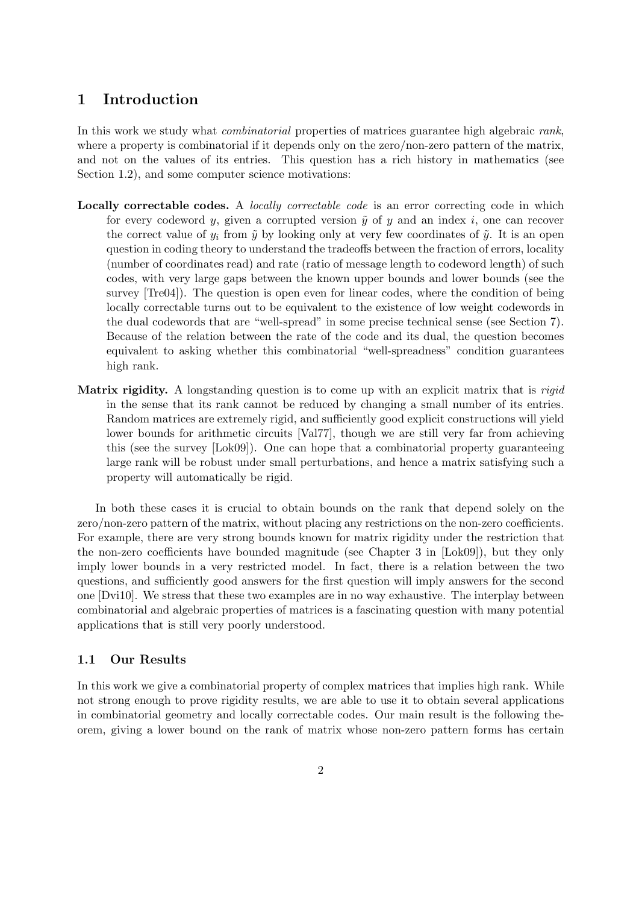# 1 Introduction

In this work we study what *combinatorial* properties of matrices guarantee high algebraic *rank*, where a property is combinatorial if it depends only on the zero/non-zero pattern of the matrix, and not on the values of its entries. This question has a rich history in mathematics (see Section 1.2), and some computer science motivations:

**Locally correctable codes.** A *locally correctable code* is an error correcting code in which for every codeword $y$, given a corrupted version $\tilde{y}$ of $y$ and an index $i$, one can recover the correct value of $y_i$ from $\tilde{y}$ by looking only at very few coordinates of $\tilde{y}$. It is an open question in coding theory to understand the tradeoffs between the fraction of errors, locality (number of coordinates read) and rate (ratio of message length to codeword length) of such codes, with very large gaps between the known upper bounds and lower bounds (see the survey [Tre04]). The question is open even for linear codes, where the condition of being locally correctable turns out to be equivalent to the existence of low weight codewords in the dual codewords that are "well-spread" in some precise technical sense (see Section 7). Because of the relation between the rate of the code and its dual, the question becomes equivalent to asking whether this combinatorial "well-spreadness" condition guarantees high rank.

**Matrix rigidity.** A longstanding question is to come up with an explicit matrix that is *rigid* in the sense that its rank cannot be reduced by changing a small number of its entries. Random matrices are extremely rigid, and sufficiently good explicit constructions will yield lower bounds for arithmetic circuits [Val77], though we are still very far from achieving this (see the survey [Lok09]). One can hope that a combinatorial property guaranteeing large rank will be robust under small perturbations, and hence a matrix satisfying such a property will automatically be rigid.

In both these cases it is crucial to obtain bounds on the rank that depend solely on the zero/non-zero pattern of the matrix, without placing any restrictions on the non-zero coefficients. For example, there are very strong bounds known for matrix rigidity under the restriction that the non-zero coefficients have bounded magnitude (see Chapter 3 in [Lok09]), but they only imply lower bounds in a very restricted model. In fact, there is a relation between the two questions, and sufficiently good answers for the first question will imply answers for the second one [Dvi10]. We stress that these two examples are in no way exhaustive. The interplay between combinatorial and algebraic properties of matrices is a fascinating question with many potential applications that is still very poorly understood.

## 1.1 Our Results

In this work we give a combinatorial property of complex matrices that implies high rank. While not strong enough to prove rigidity results, we are able to use it to obtain several applications in combinatorial geometry and locally correctable codes. Our main result is the following theorem, giving a lower bound on the rank of matrix whose non-zero pattern forms has certain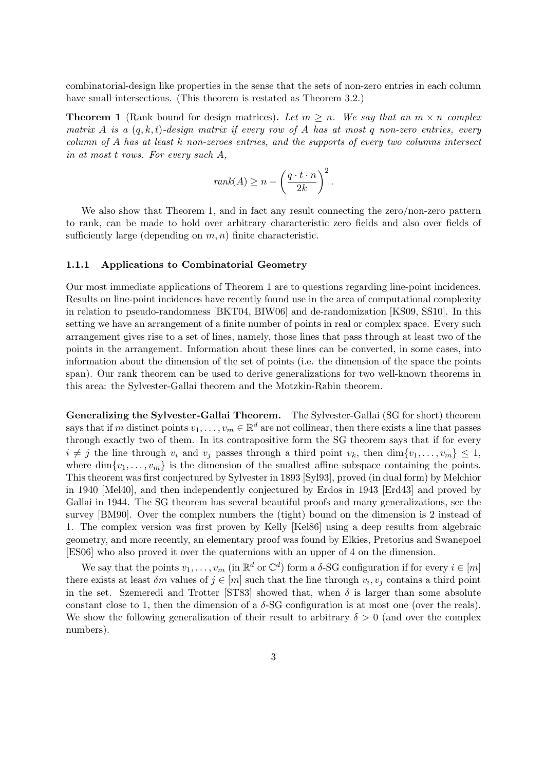combinatorial-design like properties in the sense that the sets of non-zero entries in each column have small intersections. (This theorem is restated as Theorem 3.2.)

**Theorem 1** (Rank bound for design matrices)**.** *Let $m \geq n$. We say that an $m \times n$ complex matrix $A$ is a $(q, k, t)$-design matrix if every row of $A$ has at most $q$ non-zero entries, every column of $A$ has at least $k$ non-zeroes entries, and the supports of every two columns intersect in at most $t$ rows. For every such $A$,*

$$rank(A) \geq n - \left(\frac{q \cdot t \cdot n}{2k}\right)^2.$$

We also show that Theorem 1, and in fact any result connecting the zero/non-zero pattern to rank, can be made to hold over arbitrary characteristic zero fields and also over fields of sufficiently large (depending on $m, n$) finite characteristic.

### 1.1.1 Applications to Combinatorial Geometry

Our most immediate applications of Theorem 1 are to questions regarding line-point incidences. Results on line-point incidences have recently found use in the area of computational complexity in relation to pseudo-randomness [BKT04, BIW06] and de-randomization [KS09, SS10]. In this setting we have an arrangement of a finite number of points in real or complex space. Every such arrangement gives rise to a set of lines, namely, those lines that pass through at least two of the points in the arrangement. Information about these lines can be converted, in some cases, into information about the dimension of the set of points (i.e. the dimension of the space the points span). Our rank theorem can be used to derive generalizations for two well-known theorems in this area: the Sylvester-Gallai theorem and the Motzkin-Rabin theorem.

**Generalizing the Sylvester-Gallai Theorem.** The Sylvester-Gallai (SG for short) theorem says that if $m$ distinct points $v_1, \ldots, v_m \in \mathbb{R}^d$ are not collinear, then there exists a line that passes through exactly two of them. In its contrapositive form the SG theorem says that if for every $i \neq j$ the line through $v_i$ and $v_j$ passes through a third point $v_k$, then $\dim\{v_1, \ldots, v_m\} \leq 1$, where $\dim\{v_1, \ldots, v_m\}$ is the dimension of the smallest affine subspace containing the points. This theorem was first conjectured by Sylvester in 1893 [Syl93], proved (in dual form) by Melchior in 1940 [Mel40], and then independently conjectured by Erdos in 1943 [Erd43] and proved by Gallai in 1944. The SG theorem has several beautiful proofs and many generalizations, see the survey [BM90]. Over the complex numbers the (tight) bound on the dimension is 2 instead of 1. The complex version was first proven by Kelly [Kel86] using a deep results from algebraic geometry, and more recently, an elementary proof was found by Elkies, Pretorius and Swanepoel [ES06] who also proved it over the quaternions with an upper of 4 on the dimension.

We say that the points $v_1, \ldots, v_m$ (in $\mathbb{R}^d$ or $\mathbb{C}^d$) form a $\delta$-SG configuration if for every $i \in [m]$ there exists at least $\delta m$ values of $j \in [m]$ such that the line through $v_i, v_j$ contains a third point in the set. Szemeredi and Trotter [ST83] showed that, when $\delta$ is larger than some absolute constant close to 1, then the dimension of a $\delta$-SG configuration is at most one (over the reals). We show the following generalization of their result to arbitrary $\delta > 0$ (and over the complex numbers).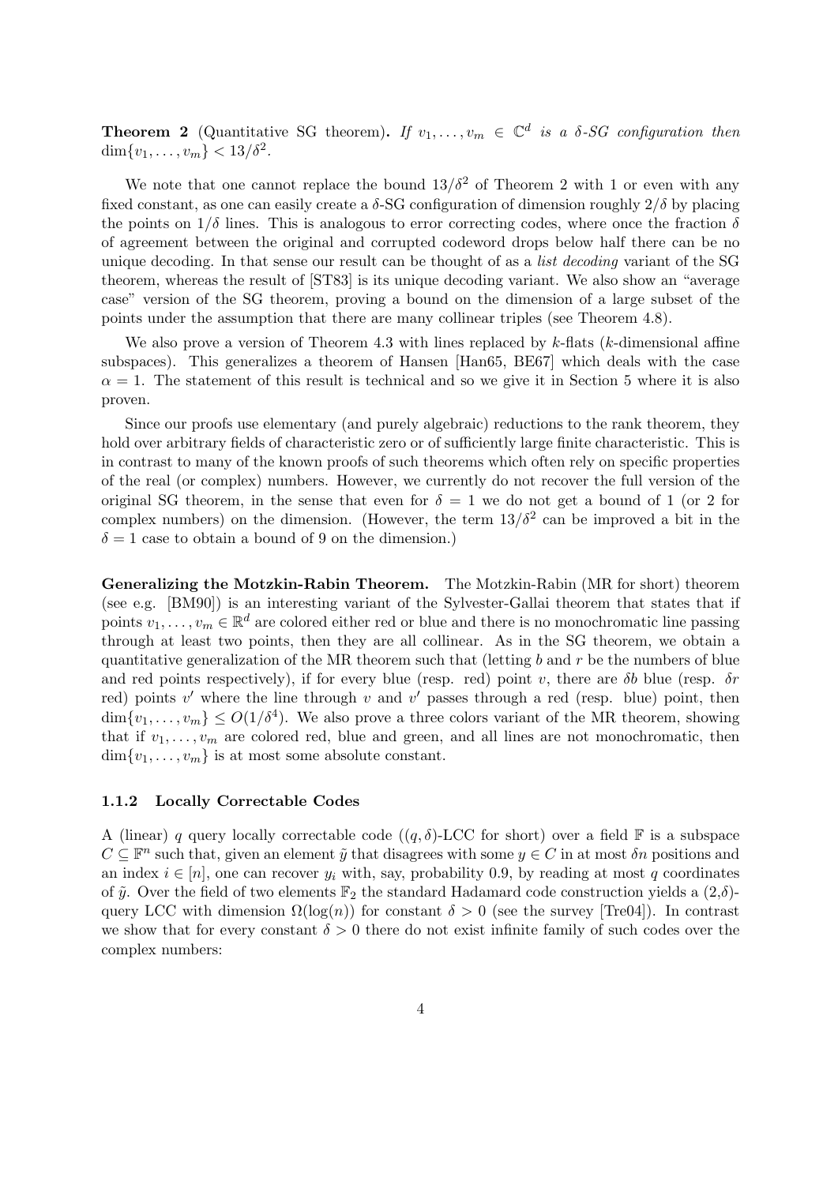**Theorem 2** (Quantitative SG theorem)**.** *If $v_1, \ldots, v_m \in \mathbb{C}^d$ is a $\delta$-SG configuration then* $\dim\{v_1, \ldots, v_m\} < 13/\delta^2$.

We note that one cannot replace the bound $13/\delta^2$ of Theorem 2 with 1 or even with any fixed constant, as one can easily create a $\delta$-SG configuration of dimension roughly $2/\delta$ by placing the points on $1/\delta$ lines. This is analogous to error correcting codes, where once the fraction $\delta$ of agreement between the original and corrupted codeword drops below half there can be no unique decoding. In that sense our result can be thought of as a *list decoding* variant of the SG theorem, whereas the result of [ST83] is its unique decoding variant. We also show an "average case" version of the SG theorem, proving a bound on the dimension of a large subset of the points under the assumption that there are many collinear triples (see Theorem 4.8).

We also prove a version of Theorem 4.3 with lines replaced by $k$-flats ($k$-dimensional affine subspaces). This generalizes a theorem of Hansen [Han65, BE67] which deals with the case $\alpha = 1$. The statement of this result is technical and so we give it in Section 5 where it is also proven.

Since our proofs use elementary (and purely algebraic) reductions to the rank theorem, they hold over arbitrary fields of characteristic zero or of sufficiently large finite characteristic. This is in contrast to many of the known proofs of such theorems which often rely on specific properties of the real (or complex) numbers. However, we currently do not recover the full version of the original SG theorem, in the sense that even for $\delta = 1$ we do not get a bound of 1 (or 2 for complex numbers) on the dimension. (However, the term $13/\delta^2$ can be improved a bit in the $\delta = 1$ case to obtain a bound of 9 on the dimension.)

**Generalizing the Motzkin-Rabin Theorem.** The Motzkin-Rabin (MR for short) theorem (see e.g. [BM90]) is an interesting variant of the Sylvester-Gallai theorem that states that if points $v_1, \ldots, v_m \in \mathbb{R}^d$ are colored either red or blue and there is no monochromatic line passing through at least two points, then they are all collinear. As in the SG theorem, we obtain a quantitative generalization of the MR theorem such that (letting $b$ and $r$ be the numbers of blue and red points respectively), if for every blue (resp. red) point $v$, there are $\delta b$ blue (resp. $\delta r$ red) points $v'$ where the line through $v$ and $v'$ passes through a red (resp. blue) point, then $\dim\{v_1, \ldots, v_m\} \leq O(1/\delta^4)$. We also prove a three colors variant of the MR theorem, showing that if $v_1, \ldots, v_m$ are colored red, blue and green, and all lines are not monochromatic, then $\dim\{v_1, \ldots, v_m\}$ is at most some absolute constant.

### 1.1.2 Locally Correctable Codes

A (linear) $q$ query locally correctable code ($(q, \delta)$-LCC for short) over a field $\mathbb{F}$ is a subspace $C \subseteq \mathbb{F}^n$ such that, given an element $\tilde{y}$ that disagrees with some $y \in C$ in at most $\delta n$ positions and an index $i \in [n]$, one can recover $y_i$ with, say, probability 0.9, by reading at most $q$ coordinates of $\tilde{y}$. Over the field of two elements $\mathbb{F}_2$ the standard Hadamard code construction yields a $(2,\delta)$-query LCC with dimension $\Omega(\log(n))$ for constant $\delta > 0$ (see the survey [Tre04]). In contrast we show that for every constant $\delta > 0$ there do not exist infinite family of such codes over the complex numbers: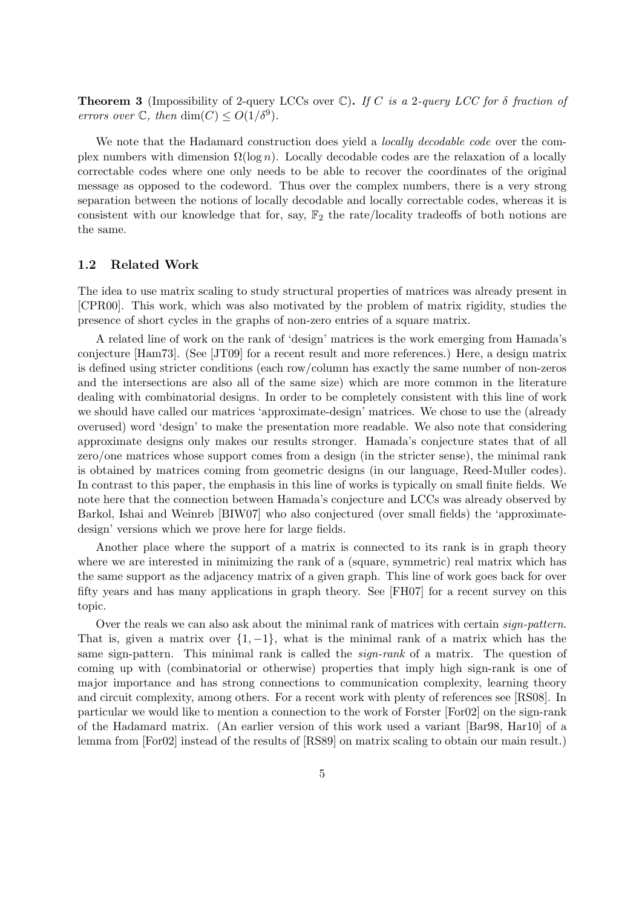**Theorem 3** (Impossibility of 2-query LCCs over $\mathbb{C}$)**.** *If $C$ is a 2-query LCC for $\delta$ fraction of errors over $\mathbb{C}$, then $\dim(C) \leq O(1/\delta^9)$.*

We note that the Hadamard construction does yield a *locally decodable code* over the complex numbers with dimension $\Omega(\log n)$. Locally decodable codes are the relaxation of a locally correctable codes where one only needs to be able to recover the coordinates of the original message as opposed to the codeword. Thus over the complex numbers, there is a very strong separation between the notions of locally decodable and locally correctable codes, whereas it is consistent with our knowledge that for, say, $\mathbb{F}_2$ the rate/locality tradeoffs of both notions are the same.

### 1.2 Related Work

The idea to use matrix scaling to study structural properties of matrices was already present in [CPR00]. This work, which was also motivated by the problem of matrix rigidity, studies the presence of short cycles in the graphs of non-zero entries of a square matrix.

A related line of work on the rank of 'design' matrices is the work emerging from Hamada's conjecture [Ham73]. (See [JT09] for a recent result and more references.) Here, a design matrix is defined using stricter conditions (each row/column has exactly the same number of non-zeros and the intersections are also all of the same size) which are more common in the literature dealing with combinatorial designs. In order to be completely consistent with this line of work we should have called our matrices 'approximate-design' matrices. We chose to use the (already overused) word 'design' to make the presentation more readable. We also note that considering approximate designs only makes our results stronger. Hamada's conjecture states that of all zero/one matrices whose support comes from a design (in the stricter sense), the minimal rank is obtained by matrices coming from geometric designs (in our language, Reed-Muller codes). In contrast to this paper, the emphasis in this line of works is typically on small finite fields. We note here that the connection between Hamada's conjecture and LCCs was already observed by Barkol, Ishai and Weinreb [BIW07] who also conjectured (over small fields) the 'approximate-design' versions which we prove here for large fields.

Another place where the support of a matrix is connected to its rank is in graph theory where we are interested in minimizing the rank of a (square, symmetric) real matrix which has the same support as the adjacency matrix of a given graph. This line of work goes back for over fifty years and has many applications in graph theory. See [FH07] for a recent survey on this topic.

Over the reals we can also ask about the minimal rank of matrices with certain *sign-pattern*. That is, given a matrix over $\{1, -1\}$, what is the minimal rank of a matrix which has the same sign-pattern. This minimal rank is called the *sign-rank* of a matrix. The question of coming up with (combinatorial or otherwise) properties that imply high sign-rank is one of major importance and has strong connections to communication complexity, learning theory and circuit complexity, among others. For a recent work with plenty of references see [RS08]. In particular we would like to mention a connection to the work of Forster [For02] on the sign-rank of the Hadamard matrix. (An earlier version of this work used a variant [Bar98, Har10] of a lemma from [For02] instead of the results of [RS89] on matrix scaling to obtain our main result.)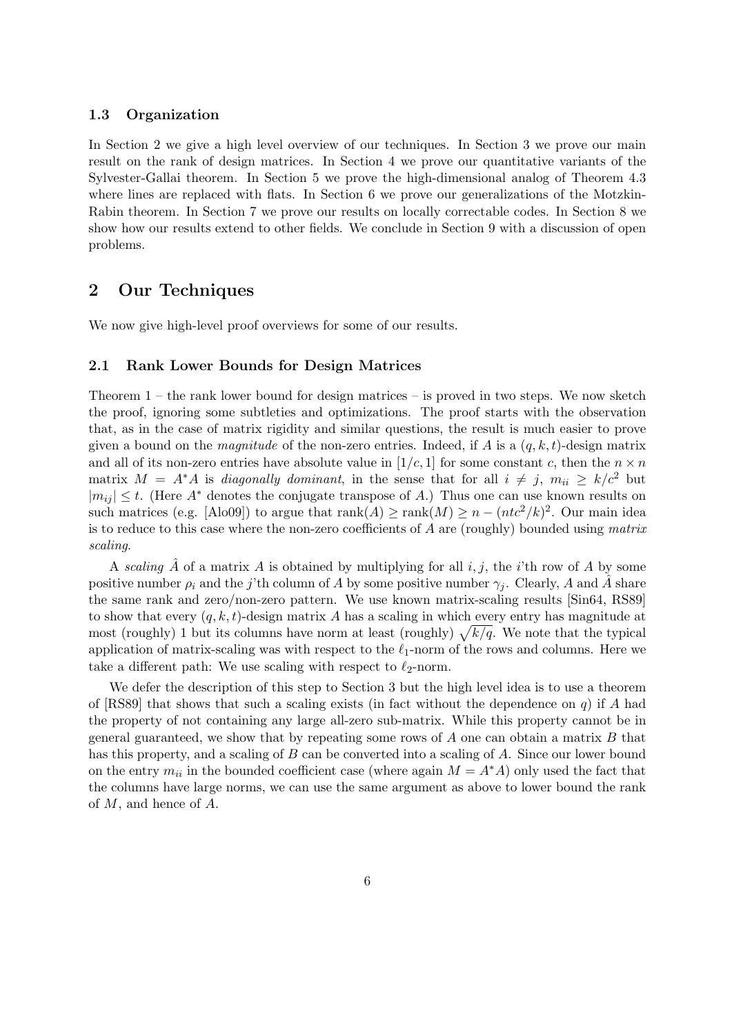### 1.3 Organization

In Section 2 we give a high level overview of our techniques. In Section 3 we prove our main result on the rank of design matrices. In Section 4 we prove our quantitative variants of the Sylvester-Gallai theorem. In Section 5 we prove the high-dimensional analog of Theorem 4.3 where lines are replaced with flats. In Section 6 we prove our generalizations of the Motzkin-Rabin theorem. In Section 7 we prove our results on locally correctable codes. In Section 8 we show how our results extend to other fields. We conclude in Section 9 with a discussion of open problems.

## 2 Our Techniques

We now give high-level proof overviews for some of our results.

### 2.1 Rank Lower Bounds for Design Matrices

Theorem 1 – the rank lower bound for design matrices – is proved in two steps. We now sketch the proof, ignoring some subtleties and optimizations. The proof starts with the observation that, as in the case of matrix rigidity and similar questions, the result is much easier to prove given a bound on the *magnitude* of the non-zero entries. Indeed, if $A$ is a $(q, k, t)$-design matrix and all of its non-zero entries have absolute value in $[1/c, 1]$ for some constant $c$, then the $n \times n$ matrix $M = A^*A$ is *diagonally dominant*, in the sense that for all $i \neq j$, $m_{ii} \geq k/c^2$ but $|m_{ij}| \leq t$. (Here $A^*$ denotes the conjugate transpose of $A$.) Thus one can use known results on such matrices (e.g. [Alo09]) to argue that $\text{rank}(A) \geq \text{rank}(M) \geq n - (ntc^2/k)^2$. Our main idea is to reduce to this case where the non-zero coefficients of $A$ are (roughly) bounded using *matrix scaling*.

A *scaling* $\hat{A}$ of a matrix $A$ is obtained by multiplying for all $i, j$, the $i$'th row of $A$ by some positive number $\rho_i$ and the $j$'th column of $A$ by some positive number $\gamma_j$. Clearly, $A$ and $\hat{A}$ share the same rank and zero/non-zero pattern. We use known matrix-scaling results [Sin64, RS89] to show that every $(q, k, t)$-design matrix $A$ has a scaling in which every entry has magnitude at most (roughly) 1 but its columns have norm at least (roughly) $\sqrt{k/q}$. We note that the typical application of matrix-scaling was with respect to the $\ell_1$-norm of the rows and columns. Here we take a different path: We use scaling with respect to $\ell_2$-norm.

We defer the description of this step to Section 3 but the high level idea is to use a theorem of [RS89] that shows that such a scaling exists (in fact without the dependence on $q$) if $A$ had the property of not containing any large all-zero sub-matrix. While this property cannot be in general guaranteed, we show that by repeating some rows of $A$ one can obtain a matrix $B$ that has this property, and a scaling of $B$ can be converted into a scaling of $A$. Since our lower bound on the entry $m_{ii}$ in the bounded coefficient case (where again $M = A^*A$) only used the fact that the columns have large norms, we can use the same argument as above to lower bound the rank of $M$, and hence of $A$.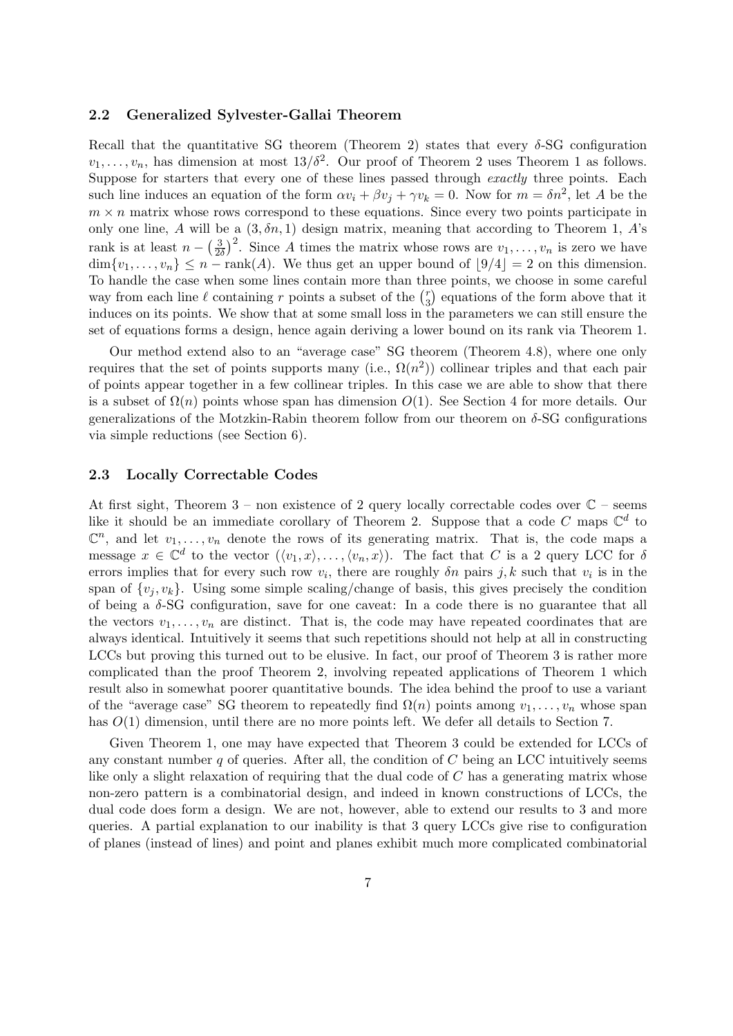### 2.2 Generalized Sylvester-Gallai Theorem

Recall that the quantitative SG theorem (Theorem 2) states that every $\delta$-SG configuration $v_1, \ldots, v_n$, has dimension at most $13/\delta^2$. Our proof of Theorem 2 uses Theorem 1 as follows. Suppose for starters that every one of these lines passed through *exactly* three points. Each such line induces an equation of the form $\alpha v_i + \beta v_j + \gamma v_k = 0$. Now for $m = \delta n^2$, let $A$ be the $m \times n$ matrix whose rows correspond to these equations. Since every two points participate in only one line, $A$ will be a $(3, \delta n, 1)$ design matrix, meaning that according to Theorem 1, $A$'s rank is at least $n - \left(\frac{3}{2\delta}\right)^2$. Since $A$ times the matrix whose rows are $v_1, \ldots, v_n$ is zero we have $\dim\{v_1, \ldots, v_n\} \leq n - \text{rank}(A)$. We thus get an upper bound of $\lfloor 9/4 \rfloor = 2$ on this dimension. To handle the case when some lines contain more than three points, we choose in some careful way from each line $\ell$ containing $r$ points a subset of the $\binom{r}{3}$ equations of the form above that it induces on its points. We show that at some small loss in the parameters we can still ensure the set of equations forms a design, hence again deriving a lower bound on its rank via Theorem 1.

Our method extend also to an "average case" SG theorem (Theorem 4.8), where one only requires that the set of points supports many (i.e., $\Omega(n^2)$) collinear triples and that each pair of points appear together in a few collinear triples. In this case we are able to show that there is a subset of $\Omega(n)$ points whose span has dimension $O(1)$. See Section 4 for more details. Our generalizations of the Motzkin-Rabin theorem follow from our theorem on $\delta$-SG configurations via simple reductions (see Section 6).

### 2.3 Locally Correctable Codes

At first sight, Theorem 3 – non existence of 2 query locally correctable codes over $\mathbb{C}$ – seems like it should be an immediate corollary of Theorem 2. Suppose that a code $C$ maps $\mathbb{C}^d$ to $\mathbb{C}^n$, and let $v_1, \ldots, v_n$ denote the rows of its generating matrix. That is, the code maps a message $x \in \mathbb{C}^d$ to the vector $(\langle v_1, x \rangle, \ldots, \langle v_n, x \rangle)$. The fact that $C$ is a 2 query LCC for $\delta$ errors implies that for every such row $v_i$, there are roughly $\delta n$ pairs $j, k$ such that $v_i$ is in the span of $\{v_j, v_k\}$. Using some simple scaling/change of basis, this gives precisely the condition of being a $\delta$-SG configuration, save for one caveat: In a code there is no guarantee that all the vectors $v_1, \ldots, v_n$ are distinct. That is, the code may have repeated coordinates that are always identical. Intuitively it seems that such repetitions should not help at all in constructing LCCs but proving this turned out to be elusive. In fact, our proof of Theorem 3 is rather more complicated than the proof Theorem 2, involving repeated applications of Theorem 1 which result also in somewhat poorer quantitative bounds. The idea behind the proof to use a variant of the "average case" SG theorem to repeatedly find $\Omega(n)$ points among $v_1, \ldots, v_n$ whose span has $O(1)$ dimension, until there are no more points left. We defer all details to Section 7.

Given Theorem 1, one may have expected that Theorem 3 could be extended for LCCs of any constant number $q$ of queries. After all, the condition of $C$ being an LCC intuitively seems like only a slight relaxation of requiring that the dual code of $C$ has a generating matrix whose non-zero pattern is a combinatorial design, and indeed in known constructions of LCCs, the dual code does form a design. We are not, however, able to extend our results to 3 and more queries. A partial explanation to our inability is that 3 query LCCs give rise to configuration of planes (instead of lines) and point and planes exhibit much more complicated combinatorial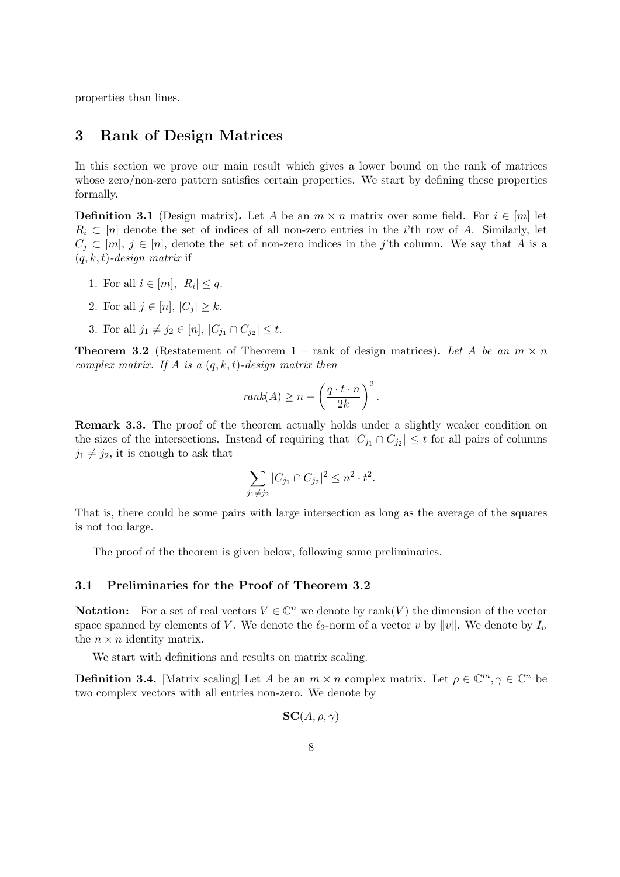properties than lines.

## 3 Rank of Design Matrices

In this section we prove our main result which gives a lower bound on the rank of matrices whose zero/non-zero pattern satisfies certain properties. We start by defining these properties formally.

**Definition 3.1** (Design matrix)**.** Let $A$ be an $m \times n$ matrix over some field. For $i \in [m]$ let $R_i \subset [n]$ denote the set of indices of all non-zero entries in the $i$'th row of $A$. Similarly, let $C_j \subset [m]$, $j \in [n]$, denote the set of non-zero indices in the $j$'th column. We say that $A$ is a $(q, k, t)$*-design matrix* if

1. For all $i \in [m]$, $|R_i| \leq q$.
2. For all $j \in [n]$, $|C_j| \geq k$.
3. For all $j_1 \neq j_2 \in [n]$, $|C_{j_1} \cap C_{j_2}| \leq t$.

**Theorem 3.2** (Restatement of Theorem 1 – rank of design matrices)**.** *Let $A$ be an $m \times n$ complex matrix. If $A$ is a $(q, k, t)$-design matrix then*

$$\mathit{rank}(A) \geq n - \left( \frac{q \cdot t \cdot n}{2k} \right)^2 .$$

**Remark 3.3.** The proof of the theorem actually holds under a slightly weaker condition on the sizes of the intersections. Instead of requiring that $|C_{j_1} \cap C_{j_2}| \leq t$ for all pairs of columns $j_1 \neq j_2$, it is enough to ask that

$$\sum_{j_1 \neq j_2} |C_{j_1} \cap C_{j_2}|^2 \leq n^2 \cdot t^2.$$

That is, there could be some pairs with large intersection as long as the average of the squares is not too large.

The proof of the theorem is given below, following some preliminaries.

### 3.1 Preliminaries for the Proof of Theorem 3.2

**Notation:** For a set of real vectors $V \in \mathbb{C}^n$ we denote by $\text{rank}(V)$ the dimension of the vector space spanned by elements of $V$. We denote the $\ell_2$-norm of a vector $v$ by $\|v\|$. We denote by $I_n$ the $n \times n$ identity matrix.

We start with definitions and results on matrix scaling.

**Definition 3.4.** [Matrix scaling] Let $A$ be an $m \times n$ complex matrix. Let $\rho \in \mathbb{C}^m, \gamma \in \mathbb{C}^n$ be two complex vectors with all entries non-zero. We denote by

$$\mathbf{SC}(A, \rho, \gamma)$$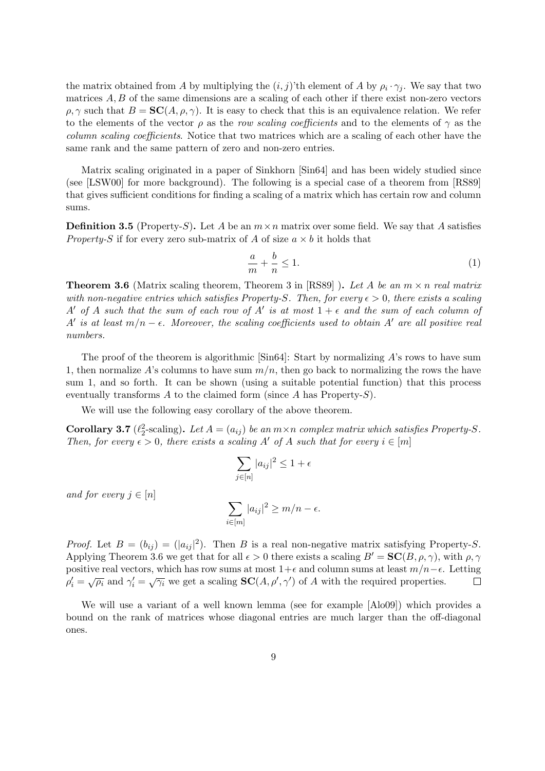the matrix obtained from $A$ by multiplying the $(i,j)$'th element of $A$ by $\rho_i \cdot \gamma_j$. We say that two matrices $A, B$ of the same dimensions are a scaling of each other if there exist non-zero vectors $\rho, \gamma$ such that $B = \mathbf{SC}(A, \rho, \gamma)$. It is easy to check that this is an equivalence relation. We refer to the elements of the vector $\rho$ as the *row scaling coefficients* and to the elements of $\gamma$ as the *column scaling coefficients*. Notice that two matrices which are a scaling of each other have the same rank and the same pattern of zero and non-zero entries.

Matrix scaling originated in a paper of Sinkhorn [Sin64] and has been widely studied since (see [LSW00] for more background). The following is a special case of a theorem from [RS89] that gives sufficient conditions for finding a scaling of a matrix which has certain row and column sums.

**Definition 3.5** (Property-$S$)**.** Let $A$ be an $m \times n$ matrix over some field. We say that $A$ satisfies *Property-$S$* if for every zero sub-matrix of $A$ of size $a \times b$ it holds that

$$\frac{a}{m} + \frac{b}{n} \leq 1. \tag{1}$$

**Theorem 3.6** (Matrix scaling theorem, Theorem 3 in [RS89] )**.** *Let $A$ be an $m \times n$ real matrix with non-negative entries which satisfies Property-$S$. Then, for every $\epsilon > 0$, there exists a scaling $A'$ of $A$ such that the sum of each row of $A'$ is at most $1 + \epsilon$ and the sum of each column of $A'$ is at least $m/n - \epsilon$. Moreover, the scaling coefficients used to obtain $A'$ are all positive real numbers.*

The proof of the theorem is algorithmic [Sin64]: Start by normalizing $A$'s rows to have sum 1, then normalize $A$'s columns to have sum $m/n$, then go back to normalizing the rows the have sum 1, and so forth. It can be shown (using a suitable potential function) that this process eventually transforms $A$ to the claimed form (since $A$ has Property-$S$).

We will use the following easy corollary of the above theorem.

**Corollary 3.7** ($\ell_2^2$-scaling)**.** *Let $A = (a_{ij})$ be an $m \times n$ complex matrix which satisfies Property-$S$. Then, for every $\epsilon > 0$, there exists a scaling $A'$ of $A$ such that for every $i \in [m]$*

$$\sum_{j \in [n]} |a_{ij}|^2 \leq 1 + \epsilon$$

*and for every $j \in [n]$*

$$\sum_{i \in [m]} |a_{ij}|^2 \geq m/n - \epsilon.$$

*Proof.* Let $B = (b_{ij}) = (|a_{ij}|^2)$. Then $B$ is a real non-negative matrix satisfying Property-$S$. Applying Theorem 3.6 we get that for all $\epsilon > 0$ there exists a scaling $B' = \mathbf{SC}(B, \rho, \gamma)$, with $\rho, \gamma$ positive real vectors, which has row sums at most $1+\epsilon$ and column sums at least $m/n - \epsilon$. Letting $\rho_i' = \sqrt{\rho_i}$ and $\gamma_i' = \sqrt{\gamma_i}$ we get a scaling $\mathbf{SC}(A, \rho', \gamma')$ of $A$ with the required properties. $\square$

We will use a variant of a well known lemma (see for example [Alo09]) which provides a bound on the rank of matrices whose diagonal entries are much larger than the off-diagonal ones.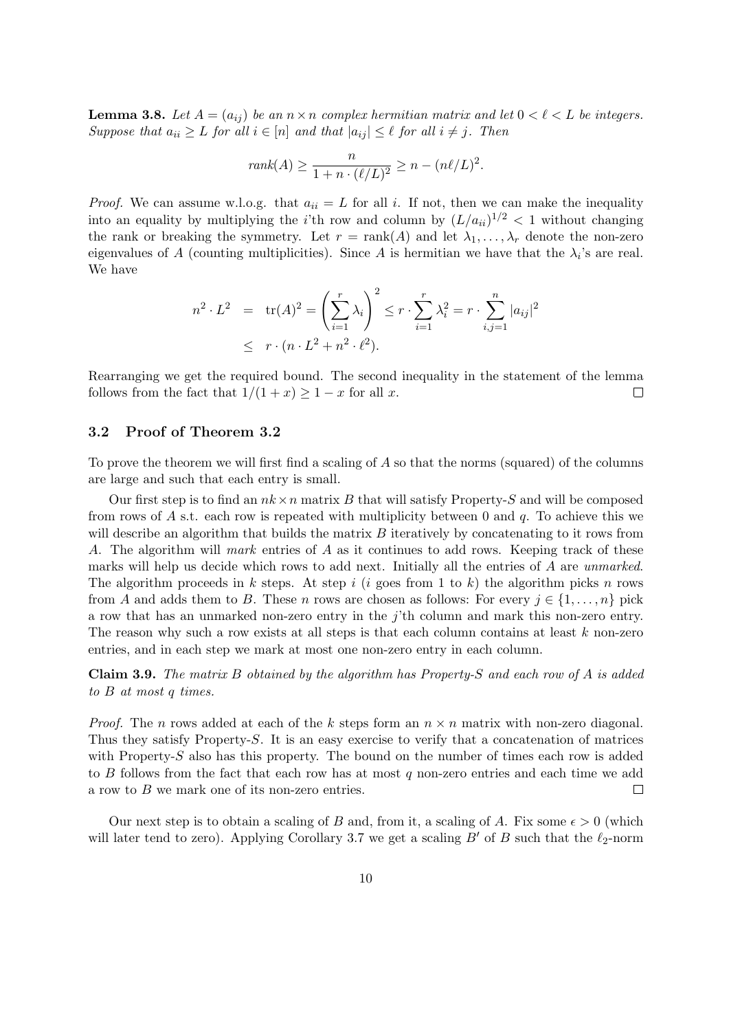**Lemma 3.8.** *Let $A = (a_{ij})$ be an $n \times n$ complex hermitian matrix and let $0 < \ell < L$ be integers. Suppose that $a_{ii} \geq L$ for all $i \in [n]$ and that $|a_{ij}| \leq \ell$ for all $i \neq j$. Then*

$$\mathit{rank}(A) \geq \frac{n}{1 + n \cdot (\ell/L)^2} \geq n - (n\ell/L)^2.$$

*Proof.* We can assume w.l.o.g. that $a_{ii} = L$ for all $i$. If not, then we can make the inequality into an equality by multiplying the $i$'th row and column by $(L/a_{ii})^{1/2} < 1$ without changing the rank or breaking the symmetry. Let $r = \mathrm{rank}(A)$ and let $\lambda_1, \ldots, \lambda_r$ denote the non-zero eigenvalues of $A$ (counting multiplicities). Since $A$ is hermitian we have that the $\lambda_i$'s are real. We have

$$\begin{aligned} n^2 \cdot L^2 &= \mathrm{tr}(A)^2 = \left( \sum_{i=1}^{r} \lambda_i \right)^2 \leq r \cdot \sum_{i=1}^{r} \lambda_i^2 = r \cdot \sum_{i,j=1}^{n} |a_{ij}|^2 \\ &\leq r \cdot (n \cdot L^2 + n^2 \cdot \ell^2). \end{aligned}$$

Rearranging we get the required bound. The second inequality in the statement of the lemma follows from the fact that $1/(1+x) \geq 1 - x$ for all $x$. $\square$

### 3.2 Proof of Theorem 3.2

To prove the theorem we will first find a scaling of $A$ so that the norms (squared) of the columns are large and such that each entry is small.

Our first step is to find an $nk \times n$ matrix $B$ that will satisfy Property-$S$ and will be composed from rows of $A$ s.t. each row is repeated with multiplicity between 0 and $q$. To achieve this we will describe an algorithm that builds the matrix $B$ iteratively by concatenating to it rows from $A$. The algorithm will *mark* entries of $A$ as it continues to add rows. Keeping track of these marks will help us decide which rows to add next. Initially all the entries of $A$ are *unmarked*. The algorithm proceeds in $k$ steps. At step $i$ ($i$ goes from 1 to $k$) the algorithm picks $n$ rows from $A$ and adds them to $B$. These $n$ rows are chosen as follows: For every $j \in \{1, \ldots, n\}$ pick a row that has an unmarked non-zero entry in the $j$'th column and mark this non-zero entry. The reason why such a row exists at all steps is that each column contains at least $k$ non-zero entries, and in each step we mark at most one non-zero entry in each column.

**Claim 3.9.** *The matrix $B$ obtained by the algorithm has Property-$S$ and each row of $A$ is added to $B$ at most $q$ times.*

*Proof.* The $n$ rows added at each of the $k$ steps form an $n \times n$ matrix with non-zero diagonal. Thus they satisfy Property-$S$. It is an easy exercise to verify that a concatenation of matrices with Property-$S$ also has this property. The bound on the number of times each row is added to $B$ follows from the fact that each row has at most $q$ non-zero entries and each time we add a row to $B$ we mark one of its non-zero entries. $\square$

Our next step is to obtain a scaling of $B$ and, from it, a scaling of $A$. Fix some $\epsilon > 0$ (which will later tend to zero). Applying Corollary 3.7 we get a scaling $B'$ of $B$ such that the $\ell_2$-norm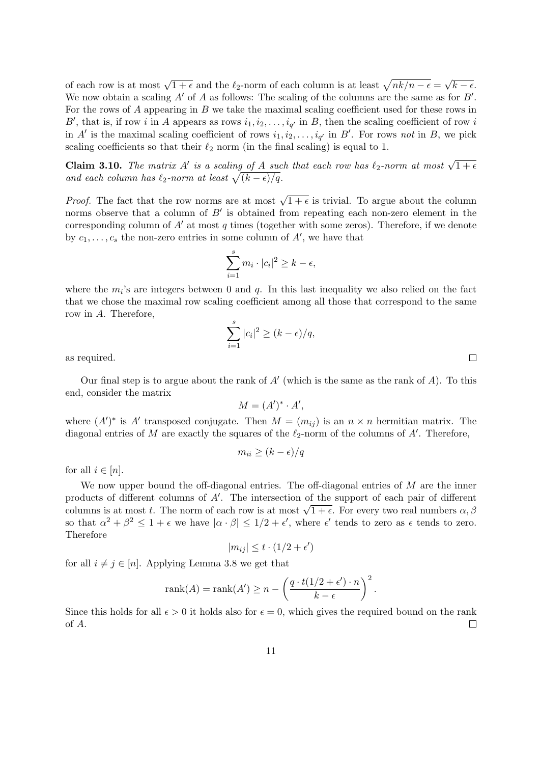of each row is at most $\sqrt{1+\epsilon}$ and the $\ell_2$-norm of each column is at least $\sqrt{nk/n - \epsilon} = \sqrt{k-\epsilon}$. We now obtain a scaling $A'$ of $A$ as follows: The scaling of the columns are the same as for $B'$. For the rows of $A$ appearing in $B$ we take the maximal scaling coefficient used for these rows in $B'$, that is, if row $i$ in $A$ appears as rows $i_1, i_2, \ldots, i_{q'}$ in $B$, then the scaling coefficient of row $i$ in $A'$ is the maximal scaling coefficient of rows $i_1, i_2, \ldots, i_{q'}$ in $B'$. For rows *not* in $B$, we pick scaling coefficients so that their $\ell_2$ norm (in the final scaling) is equal to 1.

**Claim 3.10.** *The matrix $A'$ is a scaling of $A$ such that each row has $\ell_2$-norm at most $\sqrt{1+\epsilon}$ and each column has $\ell_2$-norm at least $\sqrt{(k-\epsilon)/q}$.*

*Proof.* The fact that the row norms are at most $\sqrt{1+\epsilon}$ is trivial. To argue about the column norms observe that a column of $B'$ is obtained from repeating each non-zero element in the corresponding column of $A'$ at most $q$ times (together with some zeros). Therefore, if we denote by $c_1, \ldots, c_s$ the non-zero entries in some column of $A'$, we have that

$$\sum_{i=1}^{s} m_i \cdot |c_i|^2 \geq k - \epsilon,$$

where the $m_i$'s are integers between 0 and $q$. In this last inequality we also relied on the fact that we chose the maximal row scaling coefficient among all those that correspond to the same row in $A$. Therefore,

$$\sum_{i=1}^{s} |c_i|^2 \geq (k-\epsilon)/q,$$

as required. $\square$

Our final step is to argue about the rank of $A'$ (which is the same as the rank of $A$). To this end, consider the matrix

$$M = (A')^* \cdot A',$$

where $(A')^*$ is $A'$ transposed conjugate. Then $M = (m_{ij})$ is an $n \times n$ hermitian matrix. The diagonal entries of $M$ are exactly the squares of the $\ell_2$-norm of the columns of $A'$. Therefore,

$$m_{ii} \geq (k-\epsilon)/q$$

for all $i \in [n]$.

We now upper bound the off-diagonal entries. The off-diagonal entries of $M$ are the inner products of different columns of $A'$. The intersection of the support of each pair of different columns is at most $t$. The norm of each row is at most $\sqrt{1+\epsilon}$. For every two real numbers $\alpha, \beta$ so that $\alpha^2 + \beta^2 \leq 1 + \epsilon$ we have $|\alpha \cdot \beta| \leq 1/2 + \epsilon'$, where $\epsilon'$ tends to zero as $\epsilon$ tends to zero. Therefore

$$|m_{ij}| \leq t \cdot (1/2 + \epsilon')$$

for all $i \neq j \in [n]$. Applying Lemma 3.8 we get that

$$\mathrm{rank}(A) = \mathrm{rank}(A') \geq n - \left( \frac{q \cdot t(1/2 + \epsilon') \cdot n}{k - \epsilon} \right)^2.$$

Since this holds for all $\epsilon > 0$ it holds also for $\epsilon = 0$, which gives the required bound on the rank of $A$. $\square$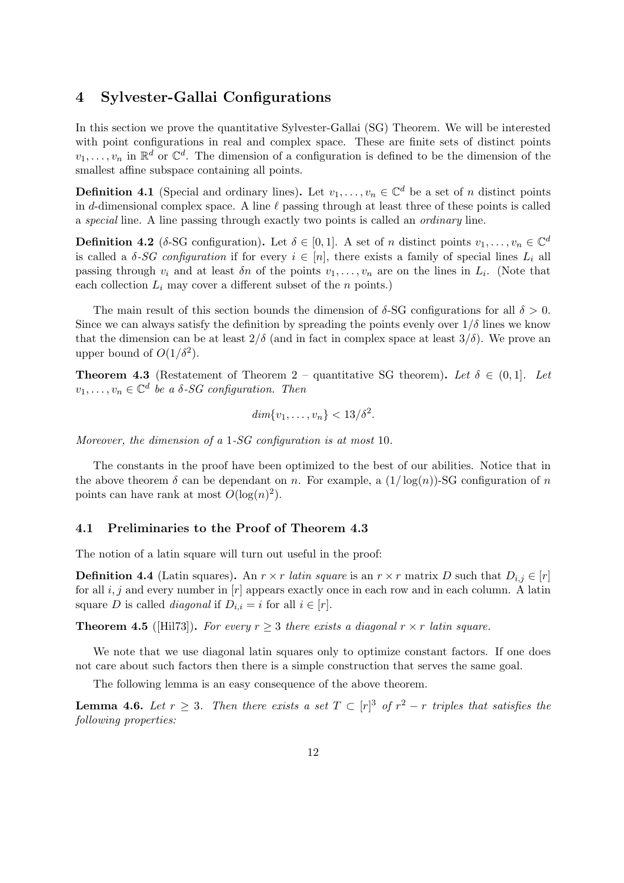# 4 Sylvester-Gallai Configurations

In this section we prove the quantitative Sylvester-Gallai (SG) Theorem. We will be interested with point configurations in real and complex space. These are finite sets of distinct points $v_1, \ldots, v_n$ in $\mathbb{R}^d$ or $\mathbb{C}^d$. The dimension of a configuration is defined to be the dimension of the smallest affine subspace containing all points.

**Definition 4.1** (Special and ordinary lines)**.** Let $v_1, \ldots, v_n \in \mathbb{C}^d$ be a set of $n$ distinct points in $d$-dimensional complex space. A line $\ell$ passing through at least three of these points is called a *special* line. A line passing through exactly two points is called an *ordinary* line.

**Definition 4.2** ($\delta$-SG configuration)**.** Let $\delta \in [0, 1]$. A set of $n$ distinct points $v_1, \ldots, v_n \in \mathbb{C}^d$ is called a *$\delta$-SG configuration* if for every $i \in [n]$, there exists a family of special lines $L_i$ all passing through $v_i$ and at least $\delta n$ of the points $v_1, \ldots, v_n$ are on the lines in $L_i$. (Note that each collection $L_i$ may cover a different subset of the $n$ points.)

The main result of this section bounds the dimension of $\delta$-SG configurations for all $\delta > 0$. Since we can always satisfy the definition by spreading the points evenly over $1/\delta$ lines we know that the dimension can be at least $2/\delta$ (and in fact in complex space at least $3/\delta$). We prove an upper bound of $O(1/\delta^2)$.

**Theorem 4.3** (Restatement of Theorem 2 – quantitative SG theorem)**.** *Let $\delta \in (0, 1]$. Let $v_1, \ldots, v_n \in \mathbb{C}^d$ be a $\delta$-SG configuration. Then*

$$dim\{v_1, \ldots, v_n\} < 13/\delta^2.$$

*Moreover, the dimension of a 1-SG configuration is at most 10.*

The constants in the proof have been optimized to the best of our abilities. Notice that in the above theorem $\delta$ can be dependant on $n$. For example, a $(1/\log(n))$-SG configuration of $n$ points can have rank at most $O(\log(n)^2)$.

## 4.1 Preliminaries to the Proof of Theorem 4.3

The notion of a latin square will turn out useful in the proof:

**Definition 4.4** (Latin squares)**.** An $r \times r$ *latin square* is an $r \times r$ matrix $D$ such that $D_{i,j} \in [r]$ for all $i, j$ and every number in $[r]$ appears exactly once in each row and in each column. A latin square $D$ is called *diagonal* if $D_{i,i} = i$ for all $i \in [r]$.

**Theorem 4.5** ([Hil73])**.** *For every $r \geq 3$ there exists a diagonal $r \times r$ latin square.*

We note that we use diagonal latin squares only to optimize constant factors. If one does not care about such factors then there is a simple construction that serves the same goal.

The following lemma is an easy consequence of the above theorem.

**Lemma 4.6.** *Let $r \geq 3$. Then there exists a set $T \subset [r]^3$ of $r^2 - r$ triples that satisfies the following properties:*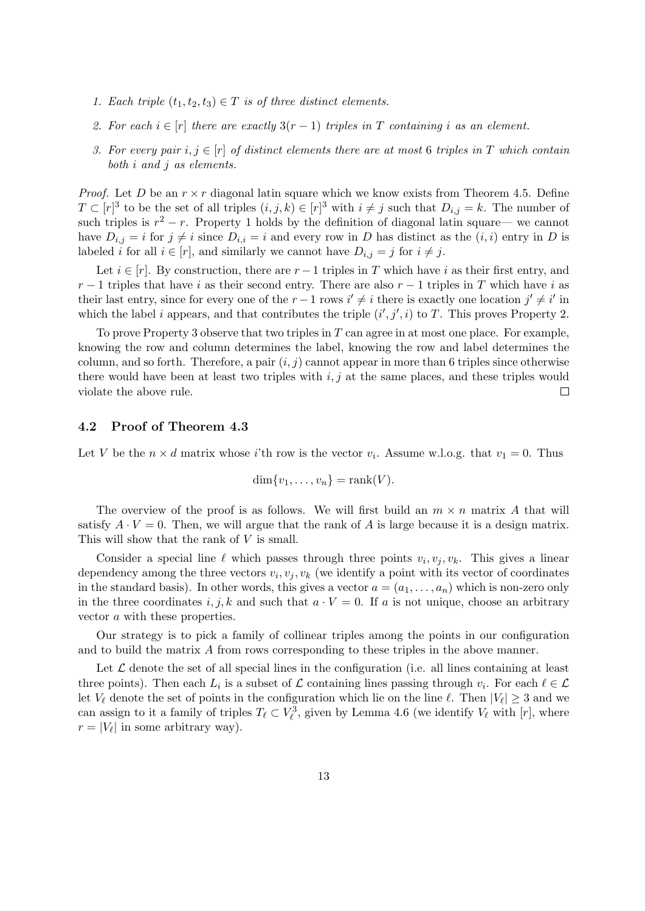1. *Each triple $(t_1, t_2, t_3) \in T$ is of three distinct elements.*
2. *For each $i \in [r]$ there are exactly $3(r-1)$ triples in $T$ containing $i$ as an element.*
3. *For every pair $i, j \in [r]$ of distinct elements there are at most 6 triples in $T$ which contain both $i$ and $j$ as elements.*

*Proof.* Let $D$ be an $r \times r$ diagonal latin square which we know exists from Theorem 4.5. Define $T \subset [r]^3$ to be the set of all triples $(i, j, k) \in [r]^3$ with $i \neq j$ such that $D_{i,j} = k$. The number of such triples is $r^2 - r$. Property 1 holds by the definition of diagonal latin square— we cannot have $D_{i,j} = i$ for $j \neq i$ since $D_{i,i} = i$ and every row in $D$ has distinct as the $(i, i)$ entry in $D$ is labeled $i$ for all $i \in [r]$, and similarly we cannot have $D_{i,j} = j$ for $i \neq j$.

Let $i \in [r]$. By construction, there are $r - 1$ triples in $T$ which have $i$ as their first entry, and $r - 1$ triples that have $i$ as their second entry. There are also $r - 1$ triples in $T$ which have $i$ as their last entry, since for every one of the $r - 1$ rows $i' \neq i$ there is exactly one location $j' \neq i'$ in which the label $i$ appears, and that contributes the triple $(i', j', i)$ to $T$. This proves Property 2.

To prove Property 3 observe that two triples in $T$ can agree in at most one place. For example, knowing the row and column determines the label, knowing the row and label determines the column, and so forth. Therefore, a pair $(i, j)$ cannot appear in more than 6 triples since otherwise there would have been at least two triples with $i, j$ at the same places, and these triples would violate the above rule. □

### 4.2 Proof of Theorem 4.3

Let $V$ be the $n \times d$ matrix whose $i$'th row is the vector $v_i$. Assume w.l.o.g. that $v_1 = 0$. Thus

$$\dim\{v_1, \ldots, v_n\} = \text{rank}(V).$$

The overview of the proof is as follows. We will first build an $m \times n$ matrix $A$ that will satisfy $A \cdot V = 0$. Then, we will argue that the rank of $A$ is large because it is a design matrix. This will show that the rank of $V$ is small.

Consider a special line $\ell$ which passes through three points $v_i, v_j, v_k$. This gives a linear dependency among the three vectors $v_i, v_j, v_k$ (we identify a point with its vector of coordinates in the standard basis). In other words, this gives a vector $a = (a_1, \ldots, a_n)$ which is non-zero only in the three coordinates $i, j, k$ and such that $a \cdot V = 0$. If $a$ is not unique, choose an arbitrary vector $a$ with these properties.

Our strategy is to pick a family of collinear triples among the points in our configuration and to build the matrix $A$ from rows corresponding to these triples in the above manner.

Let $\mathcal{L}$ denote the set of all special lines in the configuration (i.e. all lines containing at least three points). Then each $L_i$ is a subset of $\mathcal{L}$ containing lines passing through $v_i$. For each $\ell \in \mathcal{L}$ let $V_\ell$ denote the set of points in the configuration which lie on the line $\ell$. Then $|V_\ell| \geq 3$ and we can assign to it a family of triples $T_\ell \subset V_\ell^3$, given by Lemma 4.6 (we identify $V_\ell$ with $[r]$, where $r = |V_\ell|$ in some arbitrary way).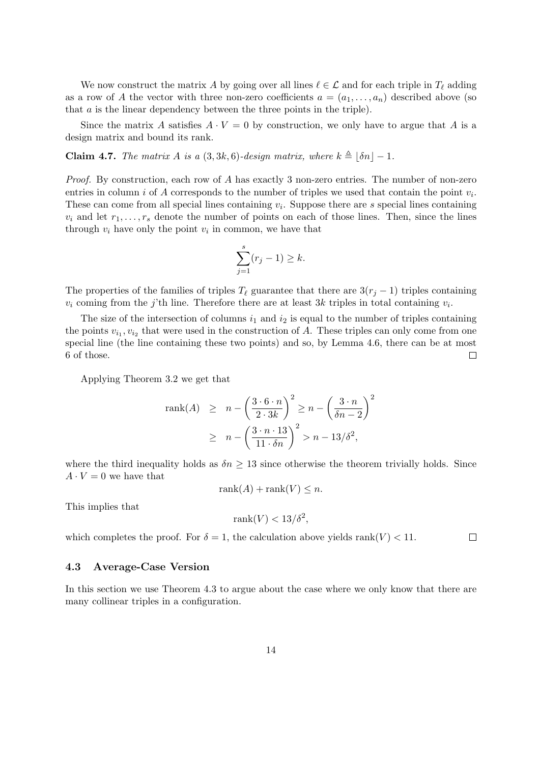We now construct the matrix $A$ by going over all lines $\ell \in \mathcal{L}$ and for each triple in $T_\ell$ adding as a row of $A$ the vector with three non-zero coefficients $a = (a_1, \ldots, a_n)$ described above (so that $a$ is the linear dependency between the three points in the triple).

Since the matrix $A$ satisfies $A \cdot V = 0$ by construction, we only have to argue that $A$ is a design matrix and bound its rank.

**Claim 4.7.** *The matrix $A$ is a $(3, 3k, 6)$-design matrix, where $k \triangleq \lfloor \delta n \rfloor - 1$.*

*Proof.* By construction, each row of $A$ has exactly 3 non-zero entries. The number of non-zero entries in column $i$ of $A$ corresponds to the number of triples we used that contain the point $v_i$. These can come from all special lines containing $v_i$. Suppose there are $s$ special lines containing $v_i$ and let $r_1, \ldots, r_s$ denote the number of points on each of those lines. Then, since the lines through $v_i$ have only the point $v_i$ in common, we have that

$$\sum_{j=1}^{s} (r_j - 1) \geq k.$$

The properties of the families of triples $T_\ell$ guarantee that there are $3(r_j - 1)$ triples containing $v_i$ coming from the $j$'th line. Therefore there are at least $3k$ triples in total containing $v_i$.

The size of the intersection of columns $i_1$ and $i_2$ is equal to the number of triples containing the points $v_{i_1}, v_{i_2}$ that were used in the construction of $A$. These triples can only come from one special line (the line containing these two points) and so, by Lemma 4.6, there can be at most 6 of those. $\square$

Applying Theorem 3.2 we get that

$$\begin{aligned}
\mathrm{rank}(A) &\geq n - \left( \frac{3 \cdot 6 \cdot n}{2 \cdot 3k} \right)^2 \geq n - \left( \frac{3 \cdot n}{\delta n - 2} \right)^2 \\
&\geq n - \left( \frac{3 \cdot n \cdot 13}{11 \cdot \delta n} \right)^2 > n - 13/\delta^2,
\end{aligned}$$

where the third inequality holds as $\delta n \geq 13$ since otherwise the theorem trivially holds. Since $A \cdot V = 0$ we have that

$$\mathrm{rank}(A) + \mathrm{rank}(V) \leq n.$$

This implies that

$$\mathrm{rank}(V) < 13/\delta^2,$$

which completes the proof. For $\delta = 1$, the calculation above yields $\mathrm{rank}(V) < 11$. $\square$

### 4.3 Average-Case Version

In this section we use Theorem 4.3 to argue about the case where we only know that there are many collinear triples in a configuration.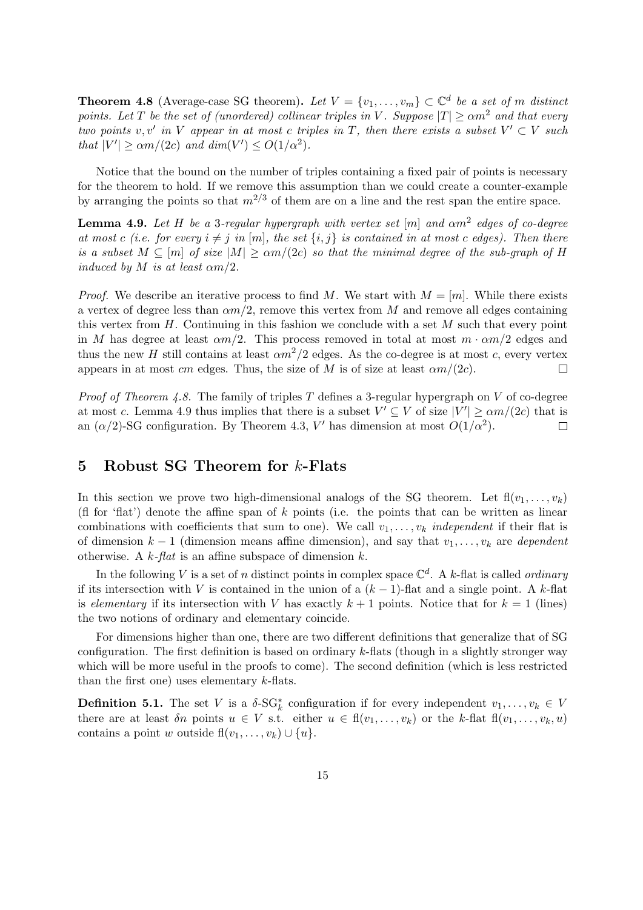**Theorem 4.8** (Average-case SG theorem)**.** *Let $V = \{v_1, \ldots, v_m\} \subset \mathbb{C}^d$ be a set of $m$ distinct points. Let $T$ be the set of (unordered) collinear triples in $V$. Suppose $|T| \geq \alpha m^2$ and that every two points $v, v'$ in $V$ appear in at most $c$ triples in $T$, then there exists a subset $V' \subset V$ such that $|V'| \geq \alpha m/(2c)$ and $dim(V') \leq O(1/\alpha^2)$.*

Notice that the bound on the number of triples containing a fixed pair of points is necessary for the theorem to hold. If we remove this assumption than we could create a counter-example by arranging the points so that $m^{2/3}$ of them are on a line and the rest span the entire space.

**Lemma 4.9.** *Let $H$ be a 3-regular hypergraph with vertex set $[m]$ and $\alpha m^2$ edges of co-degree at most $c$ (i.e. for every $i \neq j$ in $[m]$, the set $\{i, j\}$ is contained in at most $c$ edges). Then there is a subset $M \subseteq [m]$ of size $|M| \geq \alpha m/(2c)$ so that the minimal degree of the sub-graph of $H$ induced by $M$ is at least $\alpha m/2$.*

*Proof.* We describe an iterative process to find $M$. We start with $M = [m]$. While there exists a vertex of degree less than $\alpha m/2$, remove this vertex from $M$ and remove all edges containing this vertex from $H$. Continuing in this fashion we conclude with a set $M$ such that every point in $M$ has degree at least $\alpha m/2$. This process removed in total at most $m \cdot \alpha m/2$ edges and thus the new $H$ still contains at least $\alpha m^2/2$ edges. As the co-degree is at most $c$, every vertex appears in at most $cm$ edges. Thus, the size of $M$ is of size at least $\alpha m/(2c)$. $\square$

*Proof of Theorem 4.8.* The family of triples $T$ defines a 3-regular hypergraph on $V$ of co-degree at most $c$. Lemma 4.9 thus implies that there is a subset $V' \subseteq V$ of size $|V'| \geq \alpha m/(2c)$ that is an $(\alpha/2)$-SG configuration. By Theorem 4.3, $V'$ has dimension at most $O(1/\alpha^2)$. $\square$

## 5 Robust SG Theorem for $k$-Flats

In this section we prove two high-dimensional analogs of the SG theorem. Let $\mathrm{fl}(v_1, \ldots, v_k)$ (fl for 'flat') denote the affine span of $k$ points (i.e. the points that can be written as linear combinations with coefficients that sum to one). We call $v_1, \ldots, v_k$ *independent* if their flat is of dimension $k - 1$ (dimension means affine dimension), and say that $v_1, \ldots, v_k$ are *dependent* otherwise. A *$k$-flat* is an affine subspace of dimension $k$.

In the following $V$ is a set of $n$ distinct points in complex space $\mathbb{C}^d$. A $k$-flat is called *ordinary* if its intersection with $V$ is contained in the union of a $(k-1)$-flat and a single point. A $k$-flat is *elementary* if its intersection with $V$ has exactly $k + 1$ points. Notice that for $k = 1$ (lines) the two notions of ordinary and elementary coincide.

For dimensions higher than one, there are two different definitions that generalize that of SG configuration. The first definition is based on ordinary $k$-flats (though in a slightly stronger way which will be more useful in the proofs to come). The second definition (which is less restricted than the first one) uses elementary $k$-flats.

**Definition 5.1.** The set $V$ is a $\delta$-$\mathrm{SG}_k^*$ configuration if for every independent $v_1, \ldots, v_k \in V$ there are at least $\delta n$ points $u \in V$ s.t. either $u \in \mathrm{fl}(v_1, \ldots, v_k)$ or the $k$-flat $\mathrm{fl}(v_1, \ldots, v_k, u)$ contains a point $w$ outside $\mathrm{fl}(v_1, \ldots, v_k) \cup \{u\}$.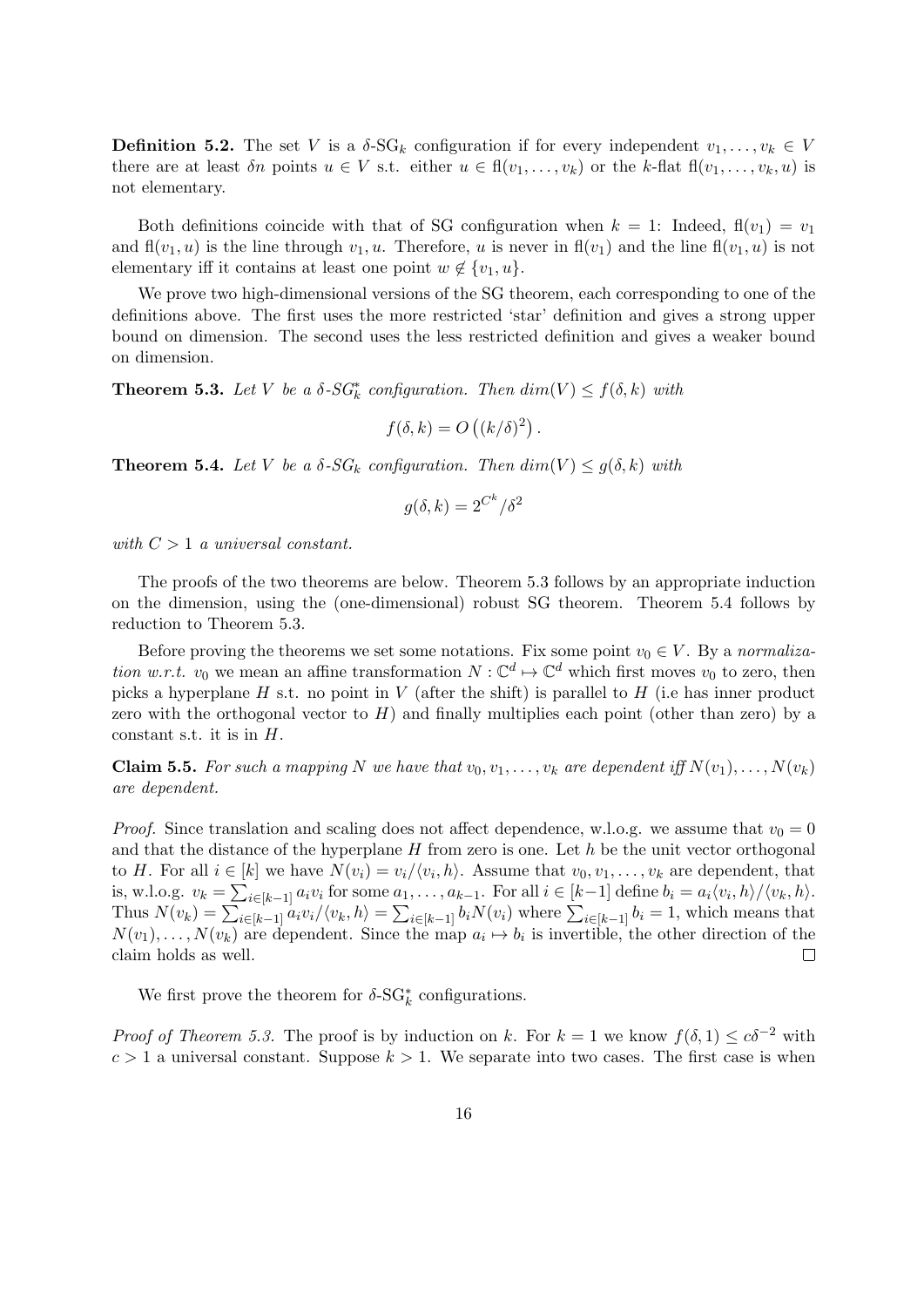**Definition 5.2.** The set $V$ is a $\delta$-$\mathrm{SG}_k$ configuration if for every independent $v_1, \ldots, v_k \in V$ there are at least $\delta n$ points $u \in V$ s.t. either $u \in \mathrm{fl}(v_1, \ldots, v_k)$ or the $k$-flat $\mathrm{fl}(v_1, \ldots, v_k, u)$ is not elementary.

Both definitions coincide with that of SG configuration when $k = 1$: Indeed, $\mathrm{fl}(v_1) = v_1$ and $\mathrm{fl}(v_1, u)$ is the line through $v_1, u$. Therefore, $u$ is never in $\mathrm{fl}(v_1)$ and the line $\mathrm{fl}(v_1, u)$ is not elementary iff it contains at least one point $w \notin \{v_1, u\}$.

We prove two high-dimensional versions of the SG theorem, each corresponding to one of the definitions above. The first uses the more restricted 'star' definition and gives a strong upper bound on dimension. The second uses the less restricted definition and gives a weaker bound on dimension.

**Theorem 5.3.** *Let $V$ be a $\delta$-$SG_k^*$ configuration. Then $dim(V) \leq f(\delta, k)$ with*

$$f(\delta, k) = O\left((k/\delta)^2\right).$$

**Theorem 5.4.** *Let $V$ be a $\delta$-$SG_k$ configuration. Then $dim(V) \leq g(\delta, k)$ with*

$$g(\delta, k) = 2^{C^k}/\delta^2$$

*with $C > 1$ a universal constant.*

The proofs of the two theorems are below. Theorem 5.3 follows by an appropriate induction on the dimension, using the (one-dimensional) robust SG theorem. Theorem 5.4 follows by reduction to Theorem 5.3.

Before proving the theorems we set some notations. Fix some point $v_0 \in V$. By a *normalization w.r.t. $v_0$* we mean an affine transformation $N : \mathbb{C}^d \mapsto \mathbb{C}^d$ which first moves $v_0$ to zero, then picks a hyperplane $H$ s.t. no point in $V$ (after the shift) is parallel to $H$ (i.e has inner product zero with the orthogonal vector to $H$) and finally multiplies each point (other than zero) by a constant s.t. it is in $H$.

**Claim 5.5.** *For such a mapping $N$ we have that $v_0, v_1, \ldots, v_k$ are dependent iff $N(v_1), \ldots, N(v_k)$ are dependent.*

*Proof.* Since translation and scaling does not affect dependence, w.l.o.g. we assume that $v_0 = 0$ and that the distance of the hyperplane $H$ from zero is one. Let $h$ be the unit vector orthogonal to $H$. For all $i \in [k]$ we have $N(v_i) = v_i/\langle v_i, h\rangle$. Assume that $v_0, v_1, \ldots, v_k$ are dependent, that is, w.l.o.g. $v_k = \sum_{i \in [k-1]} a_i v_i$ for some $a_1, \ldots, a_{k-1}$. For all $i \in [k-1]$ define $b_i = a_i \langle v_i, h\rangle / \langle v_k, h\rangle$. Thus $N(v_k) = \sum_{i\in[k-1]} a_i v_i / \langle v_k, h\rangle = \sum_{i\in[k-1]} b_i N(v_i)$ where $\sum_{i\in[k-1]} b_i = 1$, which means that $N(v_1), \ldots, N(v_k)$ are dependent. Since the map $a_i \mapsto b_i$ is invertible, the other direction of the claim holds as well. □

We first prove the theorem for $\delta$-$\mathrm{SG}_k^*$ configurations.

*Proof of Theorem 5.3.* The proof is by induction on $k$. For $k = 1$ we know $f(\delta, 1) \leq c\delta^{-2}$ with $c > 1$ a universal constant. Suppose $k > 1$. We separate into two cases. The first case is when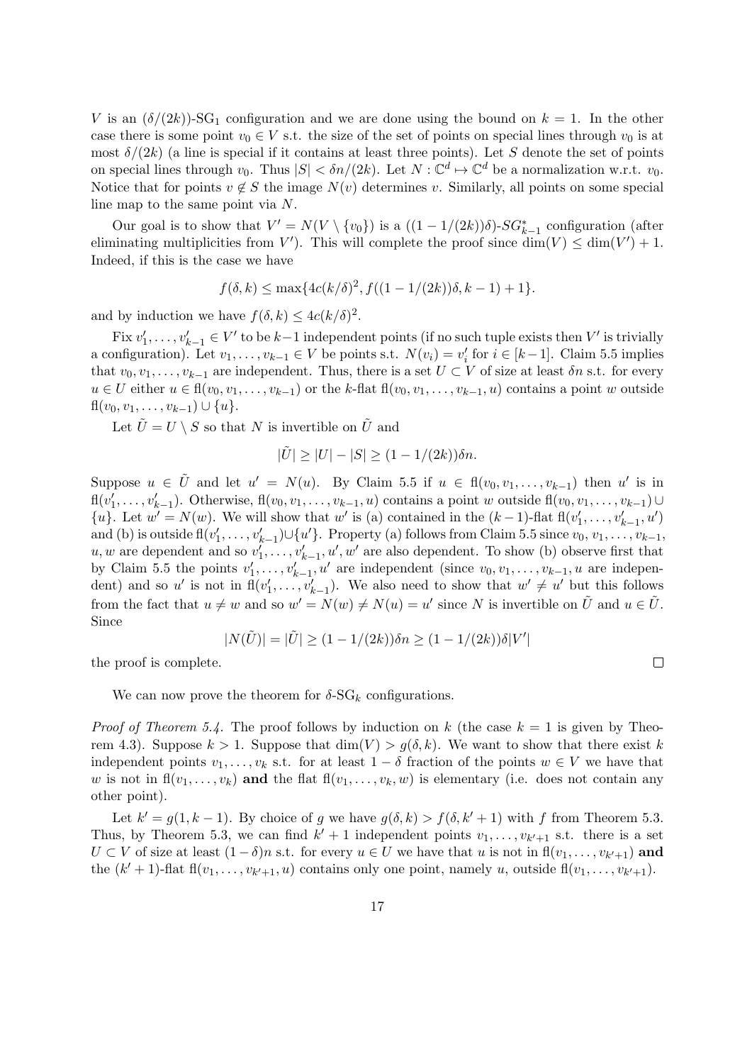$V$ is an $(\delta/(2k))$-SG$_1$ configuration and we are done using the bound on $k = 1$. In the other case there is some point $v_0 \in V$ s.t. the size of the set of points on special lines through $v_0$ is at most $\delta/(2k)$ (a line is special if it contains at least three points). Let $S$ denote the set of points on special lines through $v_0$. Thus $|S| < \delta n/(2k)$. Let $N : \mathbb{C}^d \mapsto \mathbb{C}^d$ be a normalization w.r.t. $v_0$. Notice that for points $v \notin S$ the image $N(v)$ determines $v$. Similarly, all points on some special line map to the same point via $N$.

Our goal is to show that $V' = N(V \setminus \{v_0\})$ is a $((1 - 1/(2k))\delta)$-$SG^*_{k-1}$ configuration (after eliminating multiplicities from $V'$). This will complete the proof since $\dim(V) \le \dim(V') + 1$. Indeed, if this is the case we have

$$f(\delta, k) \le \max\{4c(k/\delta)^2, f((1 - 1/(2k))\delta, k - 1) + 1\}.$$

and by induction we have $f(\delta, k) \le 4c(k/\delta)^2$.

Fix $v'_1, \dots, v'_{k-1} \in V'$ to be $k-1$ independent points (if no such tuple exists then $V'$ is trivially a configuration). Let $v_1, \dots, v_{k-1} \in V$ be points s.t. $N(v_i) = v'_i$ for $i \in [k-1]$. Claim 5.5 implies that $v_0, v_1, \dots, v_{k-1}$ are independent. Thus, there is a set $U \subset V$ of size at least $\delta n$ s.t. for every $u \in U$ either $u \in \mathrm{fl}(v_0, v_1, \dots, v_{k-1})$ or the $k$-flat $\mathrm{fl}(v_0, v_1, \dots, v_{k-1}, u)$ contains a point $w$ outside $\mathrm{fl}(v_0, v_1, \dots, v_{k-1}) \cup \{u\}$.

Let $\tilde{U} = U \setminus S$ so that $N$ is invertible on $\tilde{U}$ and

$$|\tilde{U}| \ge |U| - |S| \ge (1 - 1/(2k))\delta n.$$

Suppose $u \in \tilde{U}$ and let $u' = N(u)$. By Claim 5.5 if $u \in \mathrm{fl}(v_0, v_1, \dots, v_{k-1})$ then $u'$ is in $\mathrm{fl}(v'_1, \dots, v'_{k-1})$. Otherwise, $\mathrm{fl}(v_0, v_1, \dots, v_{k-1}, u)$ contains a point $w$ outside $\mathrm{fl}(v_0, v_1, \dots, v_{k-1}) \cup \{u\}$. Let $w' = N(w)$. We will show that $w'$ is (a) contained in the $(k-1)$-flat $\mathrm{fl}(v'_1, \dots, v'_{k-1}, u')$ and (b) is outside $\mathrm{fl}(v'_1, \dots, v'_{k-1}) \cup \{u'\}$. Property (a) follows from Claim 5.5 since $v_0, v_1, \dots, v_{k-1}$, $u, w$ are dependent and so $v'_1, \dots, v'_{k-1}, u', w'$ are also dependent. To show (b) observe first that by Claim 5.5 the points $v'_1, \dots, v'_{k-1}, u'$ are independent (since $v_0, v_1, \dots, v_{k-1}, u$ are independent) and so $u'$ is not in $\mathrm{fl}(v'_1, \dots, v'_{k-1})$. We also need to show that $w' \ne u'$ but this follows from the fact that $u \ne w$ and so $w' = N(w) \ne N(u) = u'$ since $N$ is invertible on $\tilde{U}$ and $u \in \tilde{U}$. Since

$$|N(\tilde{U})| = |\tilde{U}| \ge (1 - 1/(2k))\delta n \ge (1 - 1/(2k))\delta |V'|$$

the proof is complete. $\square$

We can now prove the theorem for $\delta$-SG$_k$ configurations.

*Proof of Theorem 5.4.* The proof follows by induction on $k$ (the case $k = 1$ is given by Theorem 4.3). Suppose $k > 1$. Suppose that $\dim(V) > g(\delta, k)$. We want to show that there exist $k$ independent points $v_1, \dots, v_k$ s.t. for at least $1 - \delta$ fraction of the points $w \in V$ we have that $w$ is not in $\mathrm{fl}(v_1, \dots, v_k)$ **and** the flat $\mathrm{fl}(v_1, \dots, v_k, w)$ is elementary (i.e. does not contain any other point).

Let $k' = g(1, k - 1)$. By choice of $g$ we have $g(\delta, k) > f(\delta, k' + 1)$ with $f$ from Theorem 5.3. Thus, by Theorem 5.3, we can find $k' + 1$ independent points $v_1, \dots, v_{k'+1}$ s.t. there is a set $U \subset V$ of size at least $(1 - \delta)n$ s.t. for every $u \in U$ we have that $u$ is not in $\mathrm{fl}(v_1, \dots, v_{k'+1})$ **and** the $(k' + 1)$-flat $\mathrm{fl}(v_1, \dots, v_{k'+1}, u)$ contains only one point, namely $u$, outside $\mathrm{fl}(v_1, \dots, v_{k'+1})$.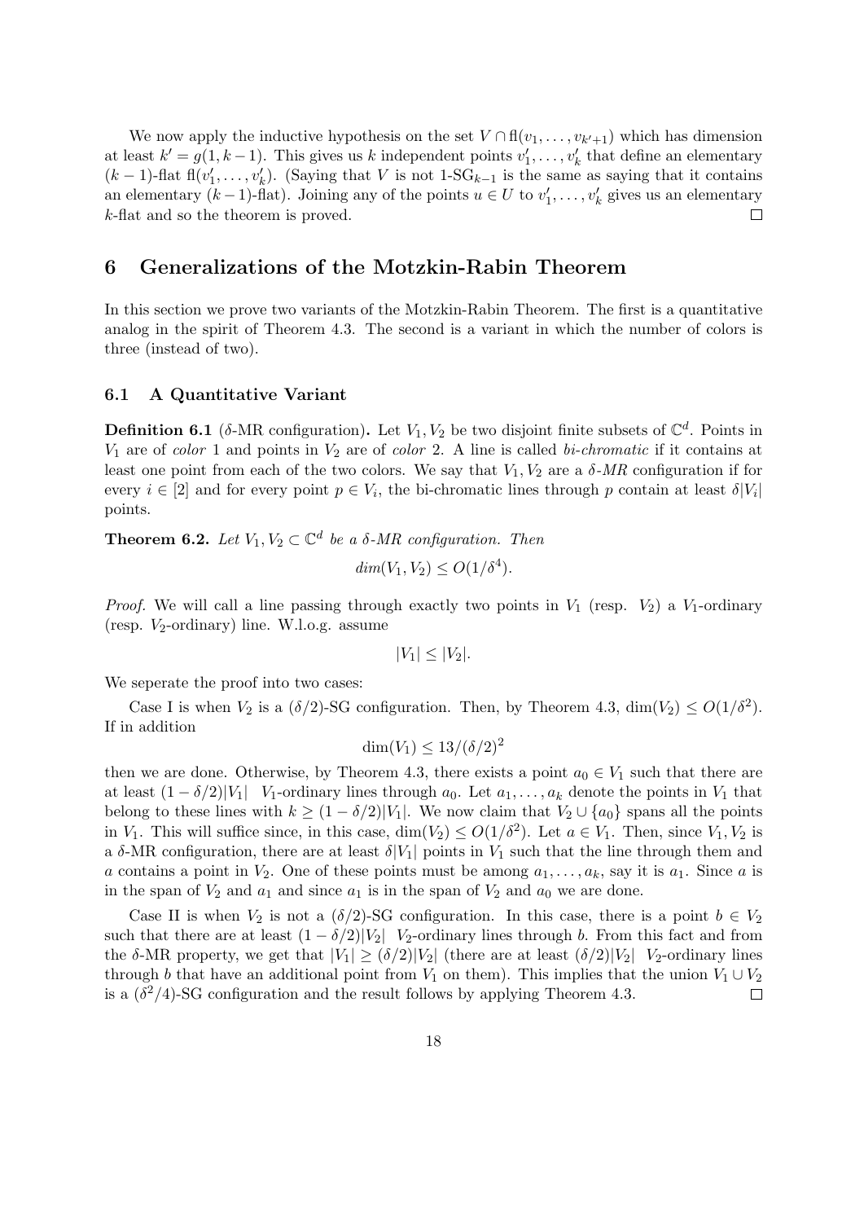We now apply the inductive hypothesis on the set $V \cap \text{fl}(v_1, \ldots, v_{k'+1})$ which has dimension at least $k' = g(1, k-1)$. This gives us $k$ independent points $v'_1, \ldots, v'_k$ that define an elementary $(k-1)$-flat $\text{fl}(v'_1, \ldots, v'_k)$. (Saying that $V$ is not 1-$\text{SG}_{k-1}$ is the same as saying that it contains an elementary $(k-1)$-flat). Joining any of the points $u \in U$ to $v'_1, \ldots, v'_k$ gives us an elementary $k$-flat and so the theorem is proved. $\square$

# 6 Generalizations of the Motzkin-Rabin Theorem

In this section we prove two variants of the Motzkin-Rabin Theorem. The first is a quantitative analog in the spirit of Theorem 4.3. The second is a variant in which the number of colors is three (instead of two).

## 6.1 A Quantitative Variant

**Definition 6.1** ($\delta$-MR configuration)**.** Let $V_1, V_2$ be two disjoint finite subsets of $\mathbb{C}^d$. Points in $V_1$ are of *color* 1 and points in $V_2$ are of *color* 2. A line is called *bi-chromatic* if it contains at least one point from each of the two colors. We say that $V_1, V_2$ are a $\delta$*-MR* configuration if for every $i \in [2]$ and for every point $p \in V_i$, the bi-chromatic lines through $p$ contain at least $\delta|V_i|$ points.

**Theorem 6.2.** *Let $V_1, V_2 \subset \mathbb{C}^d$ be a $\delta$-MR configuration. Then*

$$dim(V_1, V_2) \leq O(1/\delta^4).$$

*Proof.* We will call a line passing through exactly two points in $V_1$ (resp. $V_2$) a $V_1$-ordinary (resp. $V_2$-ordinary) line. W.l.o.g. assume

$$|V_1| \leq |V_2|.$$

We seperate the proof into two cases:

Case I is when $V_2$ is a $(\delta/2)$-SG configuration. Then, by Theorem 4.3, $\dim(V_2) \leq O(1/\delta^2)$. If in addition

$$\dim(V_1) \leq 13/(\delta/2)^2$$

then we are done. Otherwise, by Theorem 4.3, there exists a point $a_0 \in V_1$ such that there are at least $(1 - \delta/2)|V_1|$ $V_1$-ordinary lines through $a_0$. Let $a_1, \ldots, a_k$ denote the points in $V_1$ that belong to these lines with $k \geq (1 - \delta/2)|V_1|$. We now claim that $V_2 \cup \{a_0\}$ spans all the points in $V_1$. This will suffice since, in this case, $\dim(V_2) \leq O(1/\delta^2)$. Let $a \in V_1$. Then, since $V_1, V_2$ is a $\delta$-MR configuration, there are at least $\delta|V_1|$ points in $V_1$ such that the line through them and $a$ contains a point in $V_2$. One of these points must be among $a_1, \ldots, a_k$, say it is $a_1$. Since $a$ is in the span of $V_2$ and $a_1$ and since $a_1$ is in the span of $V_2$ and $a_0$ we are done.

Case II is when $V_2$ is not a $(\delta/2)$-SG configuration. In this case, there is a point $b \in V_2$ such that there are at least $(1 - \delta/2)|V_2|$ $V_2$-ordinary lines through $b$. From this fact and from the $\delta$-MR property, we get that $|V_1| \geq (\delta/2)|V_2|$ (there are at least $(\delta/2)|V_2|$ $V_2$-ordinary lines through $b$ that have an additional point from $V_1$ on them). This implies that the union $V_1 \cup V_2$ is a $(\delta^2/4)$-SG configuration and the result follows by applying Theorem 4.3. $\square$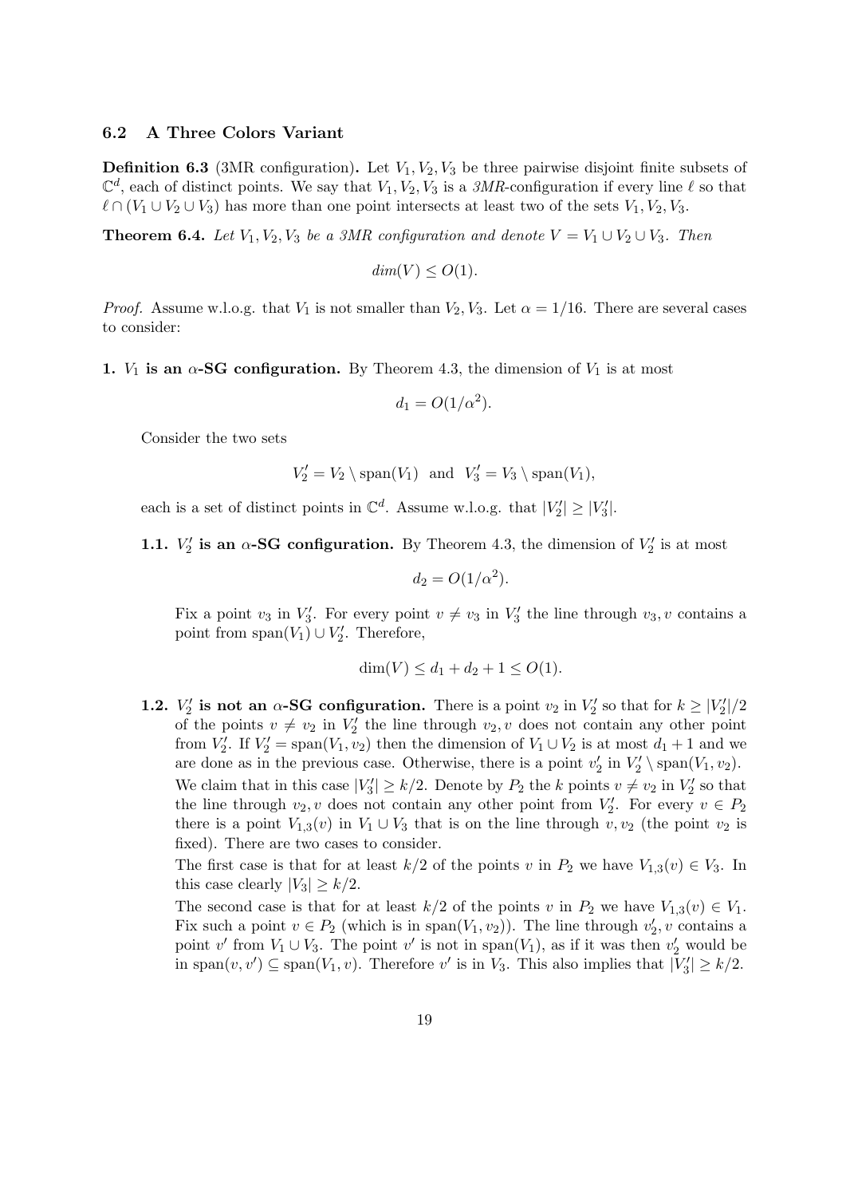### 6.2 A Three Colors Variant

**Definition 6.3** (3MR configuration)**.** Let $V_1, V_2, V_3$ be three pairwise disjoint finite subsets of $\mathbb{C}^d$, each of distinct points. We say that $V_1, V_2, V_3$ is a *3MR*-configuration if every line $\ell$ so that $\ell \cap (V_1 \cup V_2 \cup V_3)$ has more than one point intersects at least two of the sets $V_1, V_2, V_3$.

**Theorem 6.4.** *Let $V_1, V_2, V_3$ be a 3MR configuration and denote $V = V_1 \cup V_2 \cup V_3$. Then*

$$dim(V) \leq O(1).$$

*Proof.* Assume w.l.o.g. that $V_1$ is not smaller than $V_2, V_3$. Let $\alpha = 1/16$. There are several cases to consider:

**1. $V_1$ is an $\alpha$-SG configuration.** By Theorem 4.3, the dimension of $V_1$ is at most

$$d_1 = O(1/\alpha^2).$$

Consider the two sets

$$V_2' = V_2 \setminus \mathrm{span}(V_1) \text{ and } V_3' = V_3 \setminus \mathrm{span}(V_1),$$

each is a set of distinct points in $\mathbb{C}^d$. Assume w.l.o.g. that $|V_2'| \geq |V_3'|$.

**1.1. $V_2'$ is an $\alpha$-SG configuration.** By Theorem 4.3, the dimension of $V_2'$ is at most

$$d_2 = O(1/\alpha^2).$$

Fix a point $v_3$ in $V_3'$. For every point $v \neq v_3$ in $V_3'$ the line through $v_3, v$ contains a point from $\mathrm{span}(V_1) \cup V_2'$. Therefore,

$$\dim(V) \leq d_1 + d_2 + 1 \leq O(1).$$

**1.2. $V_2'$ is not an $\alpha$-SG configuration.** There is a point $v_2$ in $V_2'$ so that for $k \geq |V_2'|/2$ of the points $v \neq v_2$ in $V_2'$ the line through $v_2, v$ does not contain any other point from $V_2'$. If $V_2' = \mathrm{span}(V_1, v_2)$ then the dimension of $V_1 \cup V_2$ is at most $d_1 + 1$ and we are done as in the previous case. Otherwise, there is a point $v_2'$ in $V_2' \setminus \mathrm{span}(V_1, v_2)$. We claim that in this case $|V_3'| \geq k/2$. Denote by $P_2$ the $k$ points $v \neq v_2$ in $V_2'$ so that the line through $v_2, v$ does not contain any other point from $V_2'$. For every $v \in P_2$ there is a point $V_{1,3}(v)$ in $V_1 \cup V_3$ that is on the line through $v, v_2$ (the point $v_2$ is fixed). There are two cases to consider.

The first case is that for at least $k/2$ of the points $v$ in $P_2$ we have $V_{1,3}(v) \in V_3$. In this case clearly $|V_3| \geq k/2$.

The second case is that for at least $k/2$ of the points $v$ in $P_2$ we have $V_{1,3}(v) \in V_1$. Fix such a point $v \in P_2$ (which is in $\mathrm{span}(V_1, v_2)$). The line through $v_2', v$ contains a point $v'$ from $V_1 \cup V_3$. The point $v'$ is not in $\mathrm{span}(V_1)$, as if it was then $v_2'$ would be in $\mathrm{span}(v, v') \subseteq \mathrm{span}(V_1, v)$. Therefore $v'$ is in $V_3$. This also implies that $|V_3'| \geq k/2$.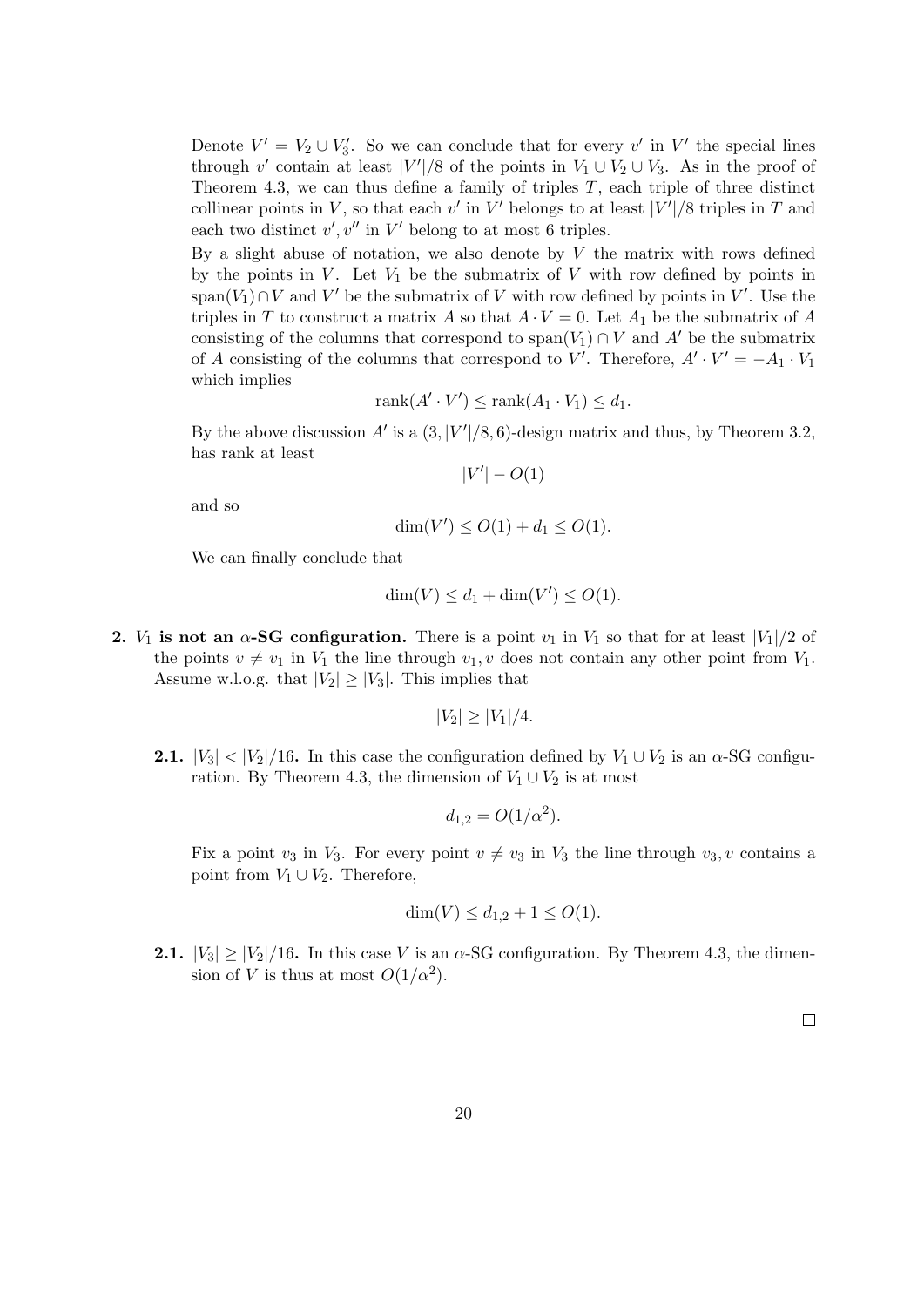Denote $V' = V_2 \cup V_3'$. So we can conclude that for every $v'$ in $V'$ the special lines through $v'$ contain at least $|V'|/8$ of the points in $V_1 \cup V_2 \cup V_3$. As in the proof of Theorem 4.3, we can thus define a family of triples $T$, each triple of three distinct collinear points in $V$, so that each $v'$ in $V'$ belongs to at least $|V'|/8$ triples in $T$ and each two distinct $v', v''$ in $V'$ belong to at most 6 triples.

By a slight abuse of notation, we also denote by $V$ the matrix with rows defined by the points in $V$. Let $V_1$ be the submatrix of $V$ with row defined by points in $\mathrm{span}(V_1) \cap V$ and $V'$ be the submatrix of $V$ with row defined by points in $V'$. Use the triples in $T$ to construct a matrix $A$ so that $A \cdot V = 0$. Let $A_1$ be the submatrix of $A$ consisting of the columns that correspond to $\mathrm{span}(V_1) \cap V$ and $A'$ be the submatrix of $A$ consisting of the columns that correspond to $V'$. Therefore, $A' \cdot V' = -A_1 \cdot V_1$ which implies

$$\mathrm{rank}(A' \cdot V') \leq \mathrm{rank}(A_1 \cdot V_1) \leq d_1.$$

By the above discussion $A'$ is a $(3, |V'|/8, 6)$-design matrix and thus, by Theorem 3.2, has rank at least

$$|V'| - O(1)$$

and so

$$\dim(V') \leq O(1) + d_1 \leq O(1).$$

We can finally conclude that

$$\dim(V) \leq d_1 + \dim(V') \leq O(1).$$

**2. $V_1$ is not an $\alpha$-SG configuration.** There is a point $v_1$ in $V_1$ so that for at least $|V_1|/2$ of the points $v \neq v_1$ in $V_1$ the line through $v_1, v$ does not contain any other point from $V_1$. Assume w.l.o.g. that $|V_2| \geq |V_3|$. This implies that

$$|V_2| \geq |V_1|/4.$$

**2.1.** $|V_3| < |V_2|/16$**.** In this case the configuration defined by $V_1 \cup V_2$ is an $\alpha$-SG configuration. By Theorem 4.3, the dimension of $V_1 \cup V_2$ is at most

$$d_{1,2} = O(1/\alpha^2).$$

Fix a point $v_3$ in $V_3$. For every point $v \neq v_3$ in $V_3$ the line through $v_3, v$ contains a point from $V_1 \cup V_2$. Therefore,

$$\dim(V) \leq d_{1,2} + 1 \leq O(1).$$

**2.1.** $|V_3| \geq |V_2|/16$**.** In this case $V$ is an $\alpha$-SG configuration. By Theorem 4.3, the dimension of $V$ is thus at most $O(1/\alpha^2)$.

□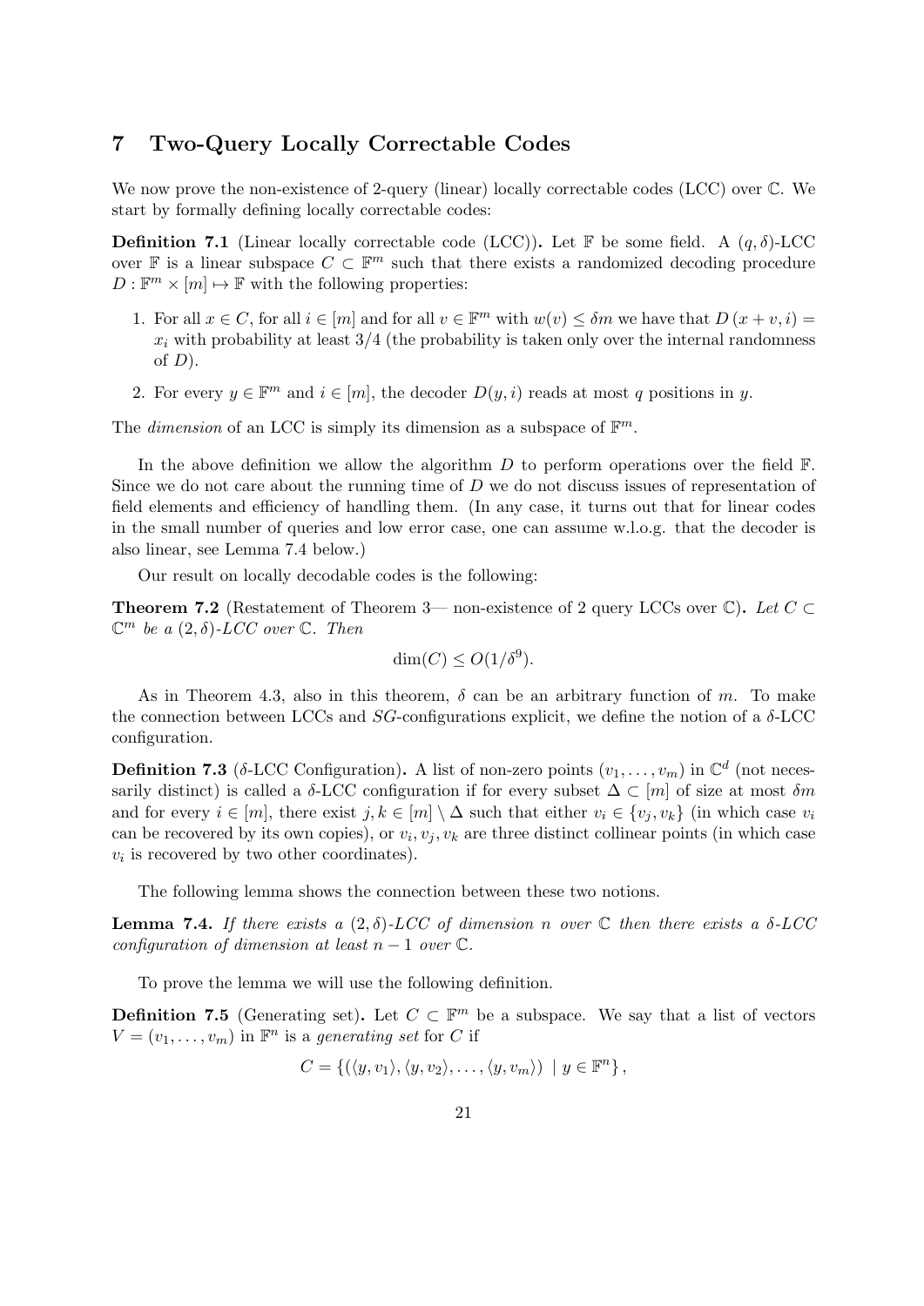## 7 Two-Query Locally Correctable Codes

We now prove the non-existence of 2-query (linear) locally correctable codes (LCC) over $\mathbb{C}$. We start by formally defining locally correctable codes:

**Definition 7.1** (Linear locally correctable code (LCC))**.** Let $\mathbb{F}$ be some field. A $(q, \delta)$-LCC over $\mathbb{F}$ is a linear subspace $C \subset \mathbb{F}^m$ such that there exists a randomized decoding procedure $D : \mathbb{F}^m \times [m] \mapsto \mathbb{F}$ with the following properties:

1. For all $x \in C$, for all $i \in [m]$ and for all $v \in \mathbb{F}^m$ with $w(v) \leq \delta m$ we have that $D(x + v, i) = x_i$ with probability at least $3/4$ (the probability is taken only over the internal randomness of $D$).
2. For every $y \in \mathbb{F}^m$ and $i \in [m]$, the decoder $D(y, i)$ reads at most $q$ positions in $y$.

The *dimension* of an LCC is simply its dimension as a subspace of $\mathbb{F}^m$.

In the above definition we allow the algorithm $D$ to perform operations over the field $\mathbb{F}$. Since we do not care about the running time of $D$ we do not discuss issues of representation of field elements and efficiency of handling them. (In any case, it turns out that for linear codes in the small number of queries and low error case, one can assume w.l.o.g. that the decoder is also linear, see Lemma 7.4 below.)

Our result on locally decodable codes is the following:

**Theorem 7.2** (Restatement of Theorem 3— non-existence of 2 query LCCs over $\mathbb{C}$)**.** *Let $C \subset \mathbb{C}^m$ be a $(2, \delta)$-LCC over $\mathbb{C}$. Then*

$$\dim(C) \leq O(1/\delta^9).$$

As in Theorem 4.3, also in this theorem, $\delta$ can be an arbitrary function of $m$. To make the connection between LCCs and $SG$-configurations explicit, we define the notion of a $\delta$-LCC configuration.

**Definition 7.3** ($\delta$-LCC Configuration)**.** A list of non-zero points $(v_1, \ldots, v_m)$ in $\mathbb{C}^d$ (not necessarily distinct) is called a $\delta$-LCC configuration if for every subset $\Delta \subset [m]$ of size at most $\delta m$ and for every $i \in [m]$, there exist $j, k \in [m] \setminus \Delta$ such that either $v_i \in \{v_j, v_k\}$ (in which case $v_i$ can be recovered by its own copies), or $v_i, v_j, v_k$ are three distinct collinear points (in which case $v_i$ is recovered by two other coordinates).

The following lemma shows the connection between these two notions.

**Lemma 7.4.** *If there exists a $(2, \delta)$-LCC of dimension $n$ over $\mathbb{C}$ then there exists a $\delta$-LCC configuration of dimension at least $n - 1$ over $\mathbb{C}$.*

To prove the lemma we will use the following definition.

**Definition 7.5** (Generating set)**.** Let $C \subset \mathbb{F}^m$ be a subspace. We say that a list of vectors $V = (v_1, \ldots, v_m)$ in $\mathbb{F}^n$ is a *generating set* for $C$ if

$$C = \{(\langle y, v_1 \rangle, \langle y, v_2 \rangle, \ldots, \langle y, v_m \rangle) \mid y \in \mathbb{F}^n\},$$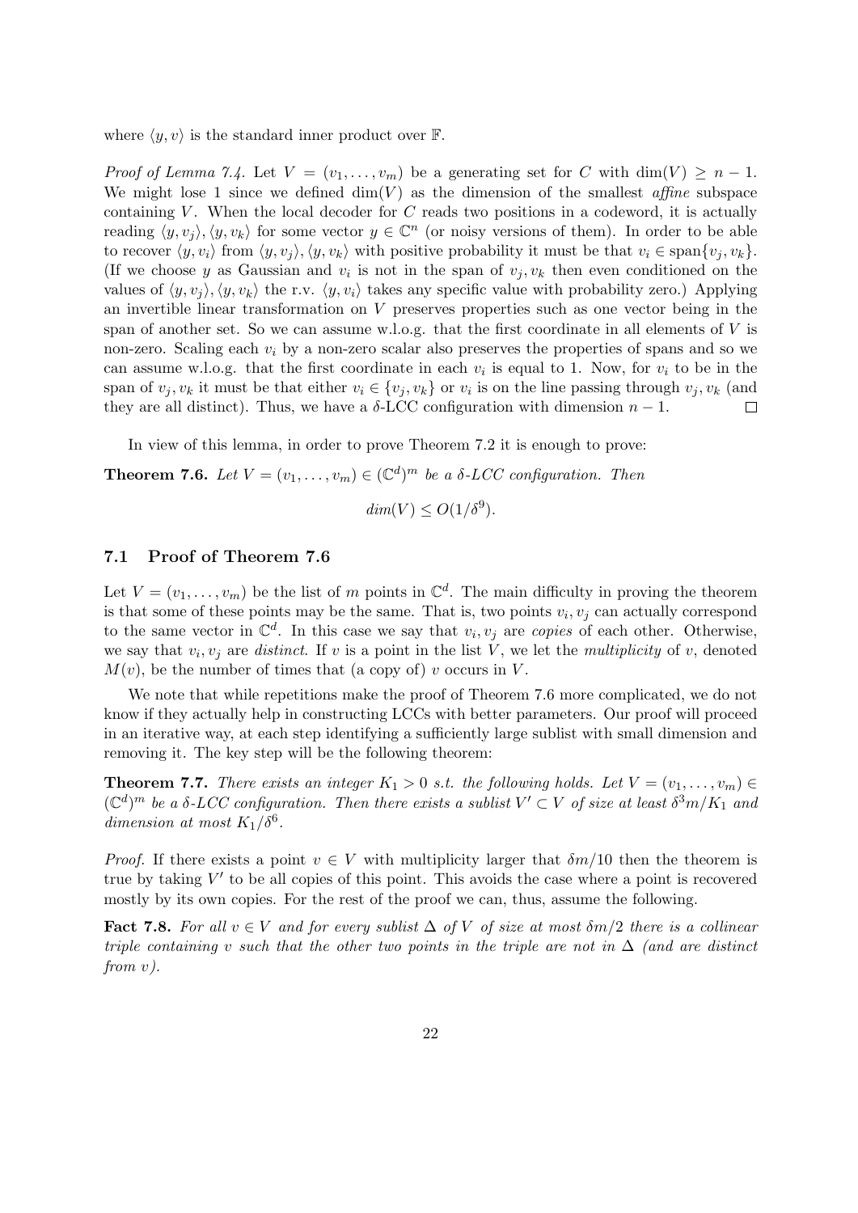where $\langle y, v \rangle$ is the standard inner product over $\mathbb{F}$.

*Proof of Lemma 7.4.* Let $V = (v_1, \ldots, v_m)$ be a generating set for $C$ with $\dim(V) \geq n - 1$. We might lose 1 since we defined $\dim(V)$ as the dimension of the smallest *affine* subspace containing $V$. When the local decoder for $C$ reads two positions in a codeword, it is actually reading $\langle y, v_j \rangle, \langle y, v_k \rangle$ for some vector $y \in \mathbb{C}^n$ (or noisy versions of them). In order to be able to recover $\langle y, v_i \rangle$ from $\langle y, v_j \rangle, \langle y, v_k \rangle$ with positive probability it must be that $v_i \in \text{span}\{v_j, v_k\}$. (If we choose $y$ as Gaussian and $v_i$ is not in the span of $v_j, v_k$ then even conditioned on the values of $\langle y, v_j \rangle, \langle y, v_k \rangle$ the r.v. $\langle y, v_i \rangle$ takes any specific value with probability zero.) Applying an invertible linear transformation on $V$ preserves properties such as one vector being in the span of another set. So we can assume w.l.o.g. that the first coordinate in all elements of $V$ is non-zero. Scaling each $v_i$ by a non-zero scalar also preserves the properties of spans and so we can assume w.l.o.g. that the first coordinate in each $v_i$ is equal to 1. Now, for $v_i$ to be in the span of $v_j, v_k$ it must be that either $v_i \in \{v_j, v_k\}$ or $v_i$ is on the line passing through $v_j, v_k$ (and they are all distinct). Thus, we have a $\delta$-LCC configuration with dimension $n - 1$. $\square$

In view of this lemma, in order to prove Theorem 7.2 it is enough to prove:

**Theorem 7.6.** *Let $V = (v_1, \ldots, v_m) \in (\mathbb{C}^d)^m$ be a $\delta$-LCC configuration. Then*

$$dim(V) \leq O(1/\delta^9).$$

### 7.1 Proof of Theorem 7.6

Let $V = (v_1, \ldots, v_m)$ be the list of $m$ points in $\mathbb{C}^d$. The main difficulty in proving the theorem is that some of these points may be the same. That is, two points $v_i, v_j$ can actually correspond to the same vector in $\mathbb{C}^d$. In this case we say that $v_i, v_j$ are *copies* of each other. Otherwise, we say that $v_i, v_j$ are *distinct*. If $v$ is a point in the list $V$, we let the *multiplicity* of $v$, denoted $M(v)$, be the number of times that (a copy of) $v$ occurs in $V$.

We note that while repetitions make the proof of Theorem 7.6 more complicated, we do not know if they actually help in constructing LCCs with better parameters. Our proof will proceed in an iterative way, at each step identifying a sufficiently large sublist with small dimension and removing it. The key step will be the following theorem:

**Theorem 7.7.** *There exists an integer $K_1 > 0$ s.t. the following holds. Let $V = (v_1, \ldots, v_m) \in (\mathbb{C}^d)^m$ be a $\delta$-LCC configuration. Then there exists a sublist $V' \subset V$ of size at least $\delta^3 m/K_1$ and dimension at most $K_1/\delta^6$.*

*Proof.* If there exists a point $v \in V$ with multiplicity larger that $\delta m/10$ then the theorem is true by taking $V'$ to be all copies of this point. This avoids the case where a point is recovered mostly by its own copies. For the rest of the proof we can, thus, assume the following.

**Fact 7.8.** *For all $v \in V$ and for every sublist $\Delta$ of $V$ of size at most $\delta m/2$ there is a collinear triple containing $v$ such that the other two points in the triple are not in $\Delta$ (and are distinct from $v$).*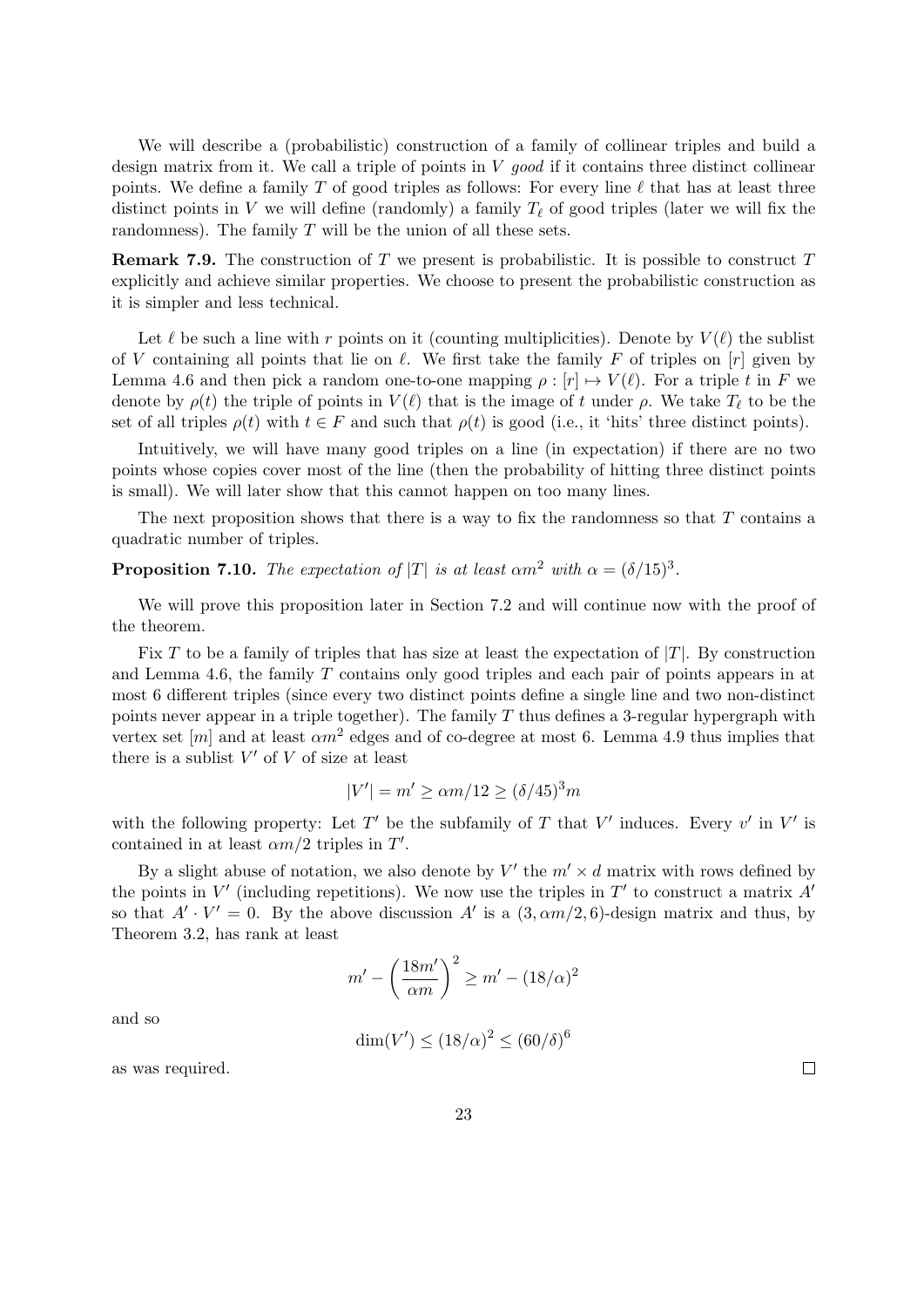We will describe a (probabilistic) construction of a family of collinear triples and build a design matrix from it. We call a triple of points in $V$ *good* if it contains three distinct collinear points. We define a family $T$ of good triples as follows: For every line $\ell$ that has at least three distinct points in $V$ we will define (randomly) a family $T_\ell$ of good triples (later we will fix the randomness). The family $T$ will be the union of all these sets.

**Remark 7.9.** The construction of $T$ we present is probabilistic. It is possible to construct $T$ explicitly and achieve similar properties. We choose to present the probabilistic construction as it is simpler and less technical.

Let $\ell$ be such a line with $r$ points on it (counting multiplicities). Denote by $V(\ell)$ the sublist of $V$ containing all points that lie on $\ell$. We first take the family $F$ of triples on $[r]$ given by Lemma 4.6 and then pick a random one-to-one mapping $\rho : [r] \mapsto V(\ell)$. For a triple $t$ in $F$ we denote by $\rho(t)$ the triple of points in $V(\ell)$ that is the image of $t$ under $\rho$. We take $T_\ell$ to be the set of all triples $\rho(t)$ with $t \in F$ and such that $\rho(t)$ is good (i.e., it 'hits' three distinct points).

Intuitively, we will have many good triples on a line (in expectation) if there are no two points whose copies cover most of the line (then the probability of hitting three distinct points is small). We will later show that this cannot happen on too many lines.

The next proposition shows that there is a way to fix the randomness so that $T$ contains a quadratic number of triples.

**Proposition 7.10.** *The expectation of $|T|$ is at least $\alpha m^2$ with $\alpha = (\delta/15)^3$.*

We will prove this proposition later in Section 7.2 and will continue now with the proof of the theorem.

Fix $T$ to be a family of triples that has size at least the expectation of $|T|$. By construction and Lemma 4.6, the family $T$ contains only good triples and each pair of points appears in at most 6 different triples (since every two distinct points define a single line and two non-distinct points never appear in a triple together). The family $T$ thus defines a 3-regular hypergraph with vertex set $[m]$ and at least $\alpha m^2$ edges and of co-degree at most 6. Lemma 4.9 thus implies that there is a sublist $V'$ of $V$ of size at least

$$|V'| = m' \geq \alpha m/12 \geq (\delta/45)^3 m$$

with the following property: Let $T'$ be the subfamily of $T$ that $V'$ induces. Every $v'$ in $V'$ is contained in at least $\alpha m/2$ triples in $T'$.

By a slight abuse of notation, we also denote by $V'$ the $m' \times d$ matrix with rows defined by the points in $V'$ (including repetitions). We now use the triples in $T'$ to construct a matrix $A'$ so that $A' \cdot V' = 0$. By the above discussion $A'$ is a $(3, \alpha m/2, 6)$-design matrix and thus, by Theorem 3.2, has rank at least

$$m' - \left(\frac{18m'}{\alpha m}\right)^2 \geq m' - (18/\alpha)^2$$

and so

$$\dim(V') \leq (18/\alpha)^2 \leq (60/\delta)^6$$

as was required. $\square$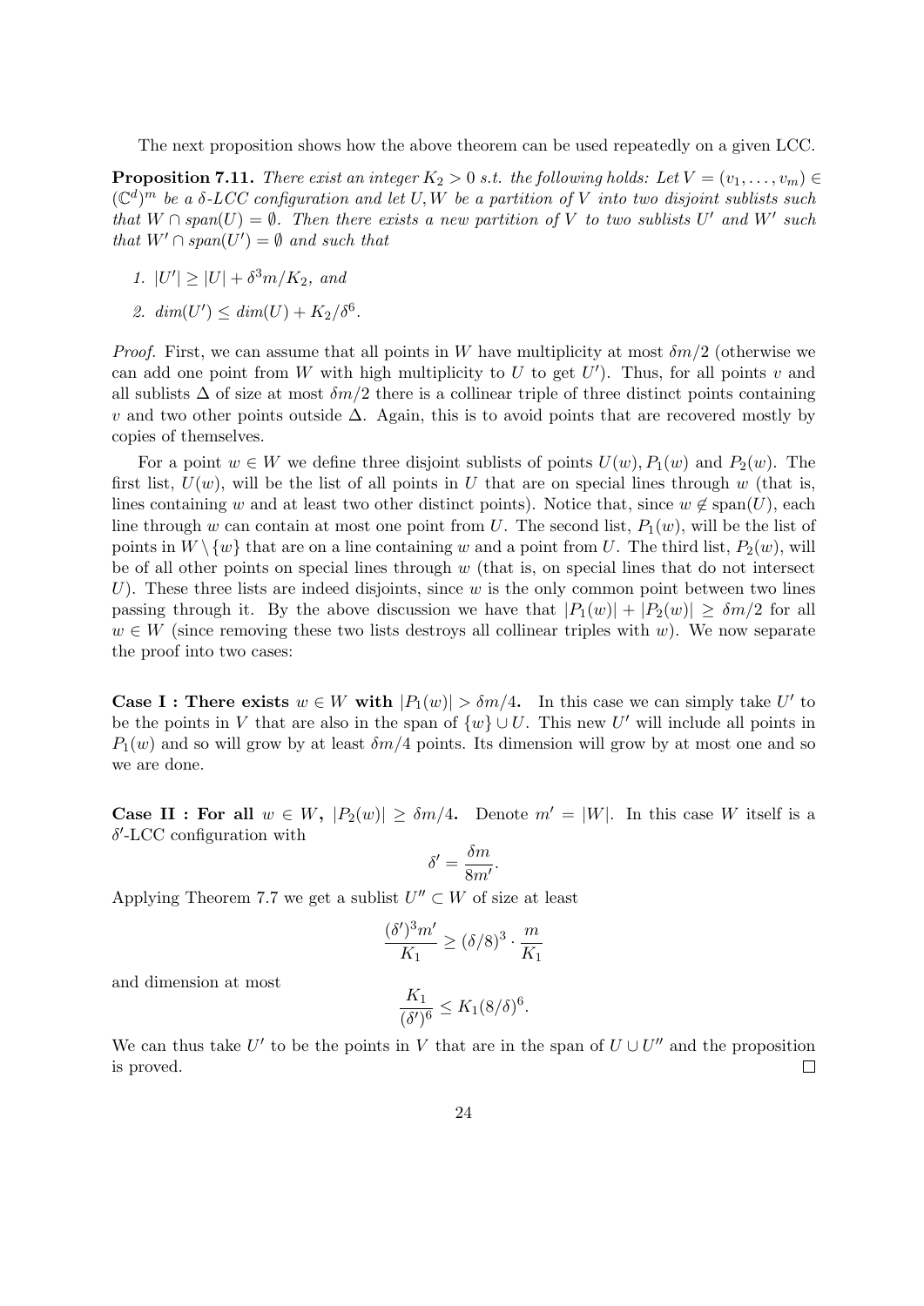The next proposition shows how the above theorem can be used repeatedly on a given LCC.

**Proposition 7.11.** *There exist an integer $K_2 > 0$ s.t. the following holds: Let $V = (v_1, \ldots, v_m) \in (\mathbb{C}^d)^m$ be a $\delta$-LCC configuration and let $U, W$ be a partition of $V$ into two disjoint sublists such that $W \cap span(U) = \emptyset$. Then there exists a new partition of $V$ to two sublists $U'$ and $W'$ such that $W' \cap span(U') = \emptyset$ and such that*

1. *$|U'| \geq |U| + \delta^3 m/K_2$, and*
2. *$dim(U') \leq dim(U) + K_2/\delta^6$.*

*Proof.* First, we can assume that all points in $W$ have multiplicity at most $\delta m/2$ (otherwise we can add one point from $W$ with high multiplicity to $U$ to get $U'$). Thus, for all points $v$ and all sublists $\Delta$ of size at most $\delta m/2$ there is a collinear triple of three distinct points containing $v$ and two other points outside $\Delta$. Again, this is to avoid points that are recovered mostly by copies of themselves.

For a point $w \in W$ we define three disjoint sublists of points $U(w)$, $P_1(w)$ and $P_2(w)$. The first list, $U(w)$, will be the list of all points in $U$ that are on special lines through $w$ (that is, lines containing $w$ and at least two other distinct points). Notice that, since $w \notin \text{span}(U)$, each line through $w$ can contain at most one point from $U$. The second list, $P_1(w)$, will be the list of points in $W \setminus \{w\}$ that are on a line containing $w$ and a point from $U$. The third list, $P_2(w)$, will be of all other points on special lines through $w$ (that is, on special lines that do not intersect $U$). These three lists are indeed disjoints, since $w$ is the only common point between two lines passing through it. By the above discussion we have that $|P_1(w)| + |P_2(w)| \geq \delta m/2$ for all $w \in W$ (since removing these two lists destroys all collinear triples with $w$). We now separate the proof into two cases:

**Case I : There exists $w \in W$ with $|P_1(w)| > \delta m/4$.** In this case we can simply take $U'$ to be the points in $V$ that are also in the span of $\{w\} \cup U$. This new $U'$ will include all points in $P_1(w)$ and so will grow by at least $\delta m/4$ points. Its dimension will grow by at most one and so we are done.

**Case II : For all $w \in W$, $|P_2(w)| \geq \delta m/4$.** Denote $m' = |W|$. In this case $W$ itself is a $\delta'$-LCC configuration with

$$\delta' = \frac{\delta m}{8m'}.$$

Applying Theorem 7.7 we get a sublist $U'' \subset W$ of size at least

$$\frac{(\delta')^3 m'}{K_1} \geq (\delta/8)^3 \cdot \frac{m}{K_1}$$

and dimension at most

$$\frac{K_1}{(\delta')^6} \leq K_1 (8/\delta)^6.$$

We can thus take $U'$ to be the points in $V$ that are in the span of $U \cup U''$ and the proposition is proved. $\square$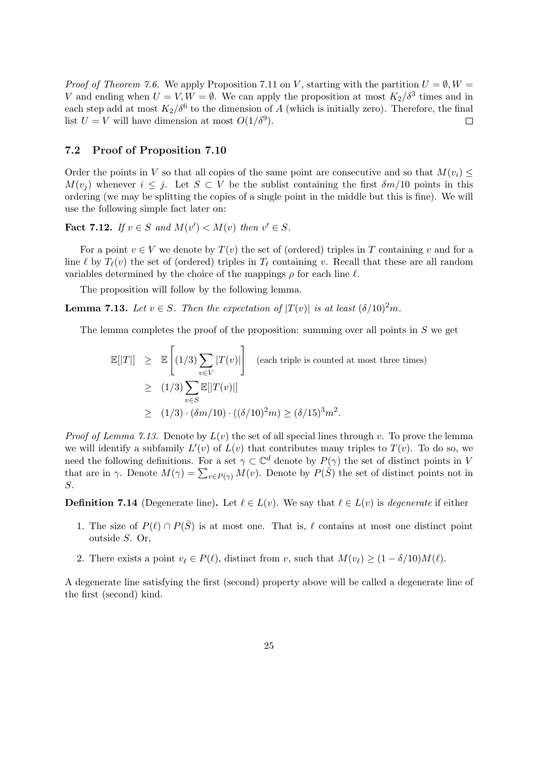*Proof of Theorem 7.6.* We apply Proposition 7.11 on $V$, starting with the partition $U = \emptyset, W = V$ and ending when $U = V, W = \emptyset$. We can apply the proposition at most $K_2/\delta^3$ times and in each step add at most $K_2/\delta^6$ to the dimension of $A$ (which is initially zero). Therefore, the final list $U = V$ will have dimension at most $O(1/\delta^9)$. □

### 7.2 Proof of Proposition 7.10

Order the points in $V$ so that all copies of the same point are consecutive and so that $M(v_i) \leq M(v_j)$ whenever $i \leq j$. Let $S \subset V$ be the sublist containing the first $\delta m/10$ points in this ordering (we may be splitting the copies of a single point in the middle but this is fine). We will use the following simple fact later on:

**Fact 7.12.** *If $v \in S$ and $M(v') < M(v)$ then $v' \in S$.*

For a point $v \in V$ we denote by $T(v)$ the set of (ordered) triples in $T$ containing $v$ and for a line $\ell$ by $T_\ell(v)$ the set of (ordered) triples in $T_\ell$ containing $v$. Recall that these are all random variables determined by the choice of the mappings $\rho$ for each line $\ell$.

The proposition will follow by the following lemma.

**Lemma 7.13.** *Let $v \in S$. Then the expectation of $|T(v)|$ is at least $(\delta/10)^2 m$.*

The lemma completes the proof of the proposition: summing over all points in $S$ we get

$$\begin{aligned}
\mathbb{E}[|T|] &\geq \mathbb{E}\left[(1/3)\sum_{v \in V} |T(v)|\right] \quad \text{(each triple is counted at most three times)} \\
&\geq (1/3)\sum_{v \in S} \mathbb{E}[|T(v)|] \\
&\geq (1/3) \cdot (\delta m/10) \cdot ((\delta/10)^2 m) \geq (\delta/15)^3 m^2.
\end{aligned}$$

*Proof of Lemma 7.13.* Denote by $L(v)$ the set of all special lines through $v$. To prove the lemma we will identify a subfamily $L'(v)$ of $L(v)$ that contributes many triples to $T(v)$. To do so, we need the following definitions. For a set $\gamma \subset \mathbb{C}^d$ denote by $P(\gamma)$ the set of distinct points in $V$ that are in $\gamma$. Denote $M(\gamma) = \sum_{v \in P(\gamma)} M(v)$. Denote by $P(\bar{S})$ the set of distinct points not in $S$.

**Definition 7.14** (Degenerate line)**.** Let $\ell \in L(v)$. We say that $\ell \in L(v)$ is *degenerate* if either

1. The size of $P(\ell) \cap P(\bar{S})$ is at most one. That is, $\ell$ contains at most one distinct point outside $S$. Or,
2. There exists a point $v_\ell \in P(\ell)$, distinct from $v$, such that $M(v_\ell) \geq (1 - \delta/10)M(\ell)$.

A degenerate line satisfying the first (second) property above will be called a degenerate line of the first (second) kind.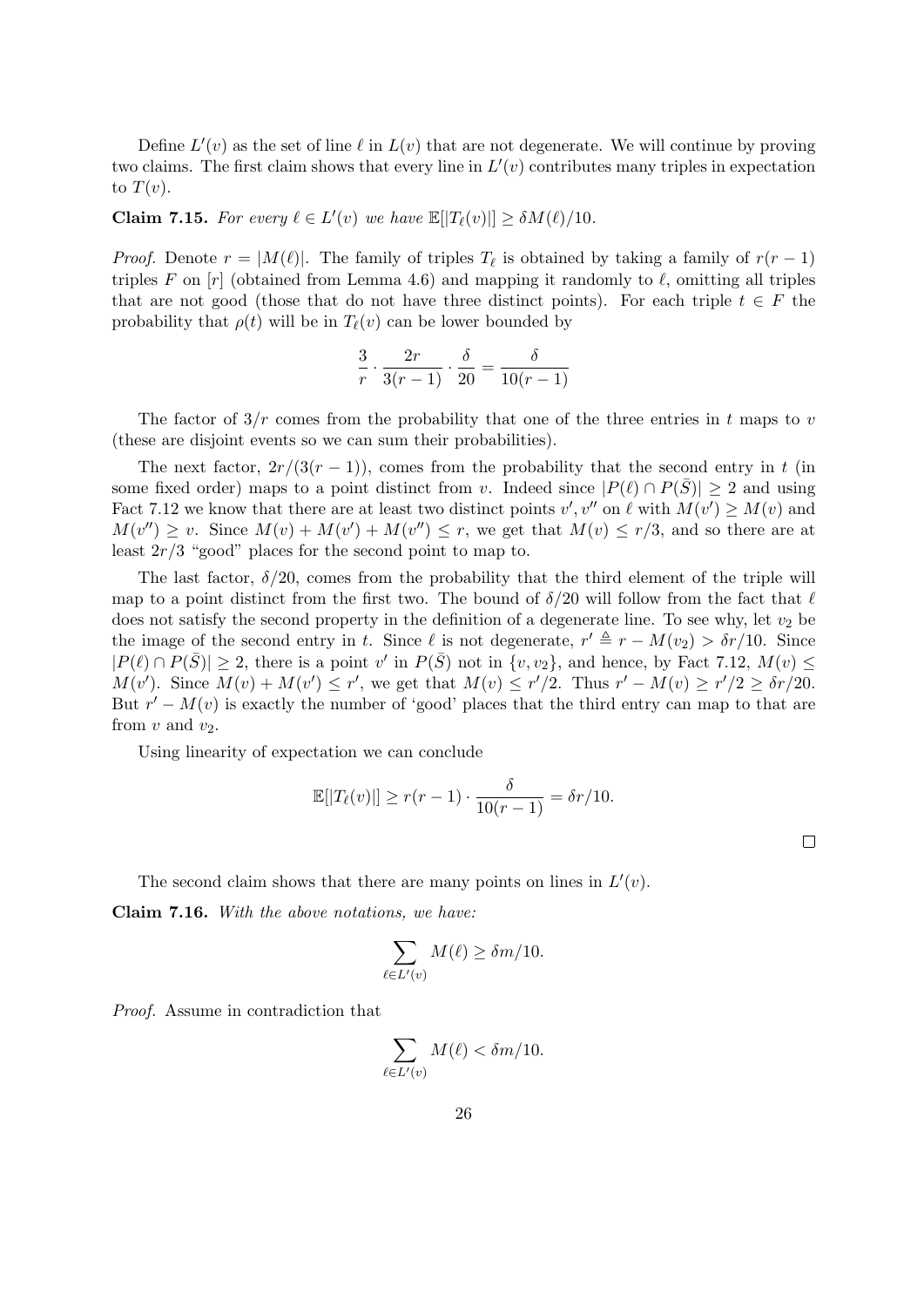Define $L'(v)$ as the set of line $\ell$ in $L(v)$ that are not degenerate. We will continue by proving two claims. The first claim shows that every line in $L'(v)$ contributes many triples in expectation to $T(v)$.

**Claim 7.15.** *For every $\ell \in L'(v)$ we have $\mathbb{E}[|T_\ell(v)|] \geq \delta M(\ell)/10$.*

*Proof.* Denote $r = |M(\ell)|$. The family of triples $T_\ell$ is obtained by taking a family of $r(r-1)$ triples $F$ on $[r]$ (obtained from Lemma 4.6) and mapping it randomly to $\ell$, omitting all triples that are not good (those that do not have three distinct points). For each triple $t \in F$ the probability that $\rho(t)$ will be in $T_\ell(v)$ can be lower bounded by

$$\frac{3}{r} \cdot \frac{2r}{3(r-1)} \cdot \frac{\delta}{20} = \frac{\delta}{10(r-1)}$$

The factor of $3/r$ comes from the probability that one of the three entries in $t$ maps to $v$ (these are disjoint events so we can sum their probabilities).

The next factor, $2r/(3(r-1))$, comes from the probability that the second entry in $t$ (in some fixed order) maps to a point distinct from $v$. Indeed since $|P(\ell) \cap P(\bar{S})| \geq 2$ and using Fact 7.12 we know that there are at least two distinct points $v', v''$ on $\ell$ with $M(v') \geq M(v)$ and $M(v'') \geq v$. Since $M(v) + M(v') + M(v'') \leq r$, we get that $M(v) \leq r/3$, and so there are at least $2r/3$ "good" places for the second point to map to.

The last factor, $\delta/20$, comes from the probability that the third element of the triple will map to a point distinct from the first two. The bound of $\delta/20$ will follow from the fact that $\ell$ does not satisfy the second property in the definition of a degenerate line. To see why, let $v_2$ be the image of the second entry in $t$. Since $\ell$ is not degenerate, $r' \triangleq r - M(v_2) > \delta r/10$. Since $|P(\ell) \cap P(\bar{S})| \geq 2$, there is a point $v'$ in $P(\bar{S})$ not in $\{v, v_2\}$, and hence, by Fact 7.12, $M(v) \leq M(v')$. Since $M(v) + M(v') \leq r'$, we get that $M(v) \leq r'/2$. Thus $r' - M(v) \geq r'/2 \geq \delta r/20$. But $r' - M(v)$ is exactly the number of 'good' places that the third entry can map to that are from $v$ and $v_2$.

Using linearity of expectation we can conclude

$$\mathbb{E}[|T_\ell(v)|] \geq r(r-1) \cdot \frac{\delta}{10(r-1)} = \delta r/10.$$

□

The second claim shows that there are many points on lines in $L'(v)$.

**Claim 7.16.** *With the above notations, we have:*

$$\sum_{\ell \in L'(v)} M(\ell) \geq \delta m/10.$$

*Proof.* Assume in contradiction that

$$\sum_{\ell \in L'(v)} M(\ell) < \delta m/10.$$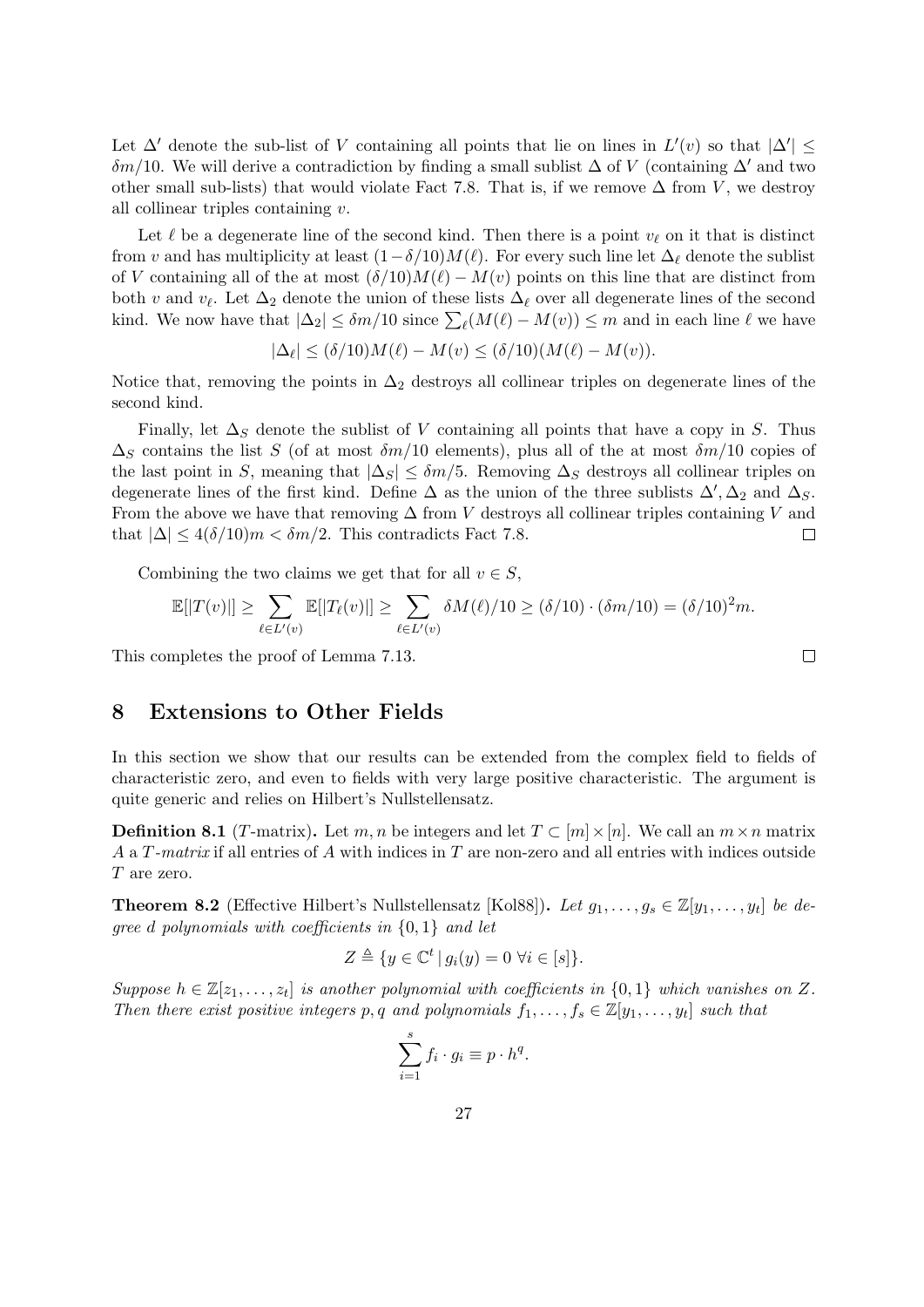Let $\Delta'$ denote the sub-list of $V$ containing all points that lie on lines in $L'(v)$ so that $|\Delta'| \leq \delta m/10$. We will derive a contradiction by finding a small sublist $\Delta$ of $V$ (containing $\Delta'$ and two other small sub-lists) that would violate Fact 7.8. That is, if we remove $\Delta$ from $V$, we destroy all collinear triples containing $v$.

Let $\ell$ be a degenerate line of the second kind. Then there is a point $v_\ell$ on it that is distinct from $v$ and has multiplicity at least $(1-\delta/10)M(\ell)$. For every such line let $\Delta_\ell$ denote the sublist of $V$ containing all of the at most $(\delta/10)M(\ell) - M(v)$ points on this line that are distinct from both $v$ and $v_\ell$. Let $\Delta_2$ denote the union of these lists $\Delta_\ell$ over all degenerate lines of the second kind. We now have that $|\Delta_2| \leq \delta m/10$ since $\sum_\ell (M(\ell) - M(v)) \leq m$ and in each line $\ell$ we have

$$|\Delta_\ell| \leq (\delta/10)M(\ell) - M(v) \leq (\delta/10)(M(\ell) - M(v)).$$

Notice that, removing the points in $\Delta_2$ destroys all collinear triples on degenerate lines of the second kind.

Finally, let $\Delta_S$ denote the sublist of $V$ containing all points that have a copy in $S$. Thus $\Delta_S$ contains the list $S$ (of at most $\delta m/10$ elements), plus all of the at most $\delta m/10$ copies of the last point in $S$, meaning that $|\Delta_S| \leq \delta m/5$. Removing $\Delta_S$ destroys all collinear triples on degenerate lines of the first kind. Define $\Delta$ as the union of the three sublists $\Delta', \Delta_2$ and $\Delta_S$. From the above we have that removing $\Delta$ from $V$ destroys all collinear triples containing $V$ and that $|\Delta| \leq 4(\delta/10)m < \delta m/2$. This contradicts Fact 7.8. $\square$

Combining the two claims we get that for all $v \in S$,

$$\mathbb{E}[|T(v)|] \geq \sum_{\ell \in L'(v)} \mathbb{E}[|T_\ell(v)|] \geq \sum_{\ell \in L'(v)} \delta M(\ell)/10 \geq (\delta/10) \cdot (\delta m/10) = (\delta/10)^2 m.$$

This completes the proof of Lemma 7.13. $\square$

# 8 Extensions to Other Fields

In this section we show that our results can be extended from the complex field to fields of characteristic zero, and even to fields with very large positive characteristic. The argument is quite generic and relies on Hilbert's Nullstellensatz.

**Definition 8.1** ($T$-matrix)**.** Let $m, n$ be integers and let $T \subset [m] \times [n]$. We call an $m \times n$ matrix $A$ a *$T$-matrix* if all entries of $A$ with indices in $T$ are non-zero and all entries with indices outside $T$ are zero.

**Theorem 8.2** (Effective Hilbert's Nullstellensatz [Kol88])**.** *Let $g_1, \ldots, g_s \in \mathbb{Z}[y_1, \ldots, y_t]$ be degree $d$ polynomials with coefficients in $\{0, 1\}$ and let*

$$Z \triangleq \{y \in \mathbb{C}^t \mid g_i(y) = 0 \ \forall i \in [s]\}.$$

*Suppose $h \in \mathbb{Z}[z_1, \ldots, z_t]$ is another polynomial with coefficients in $\{0, 1\}$ which vanishes on $Z$. Then there exist positive integers $p, q$ and polynomials $f_1, \ldots, f_s \in \mathbb{Z}[y_1, \ldots, y_t]$ such that*

$$\sum_{i=1}^{s} f_i \cdot g_i \equiv p \cdot h^q.$$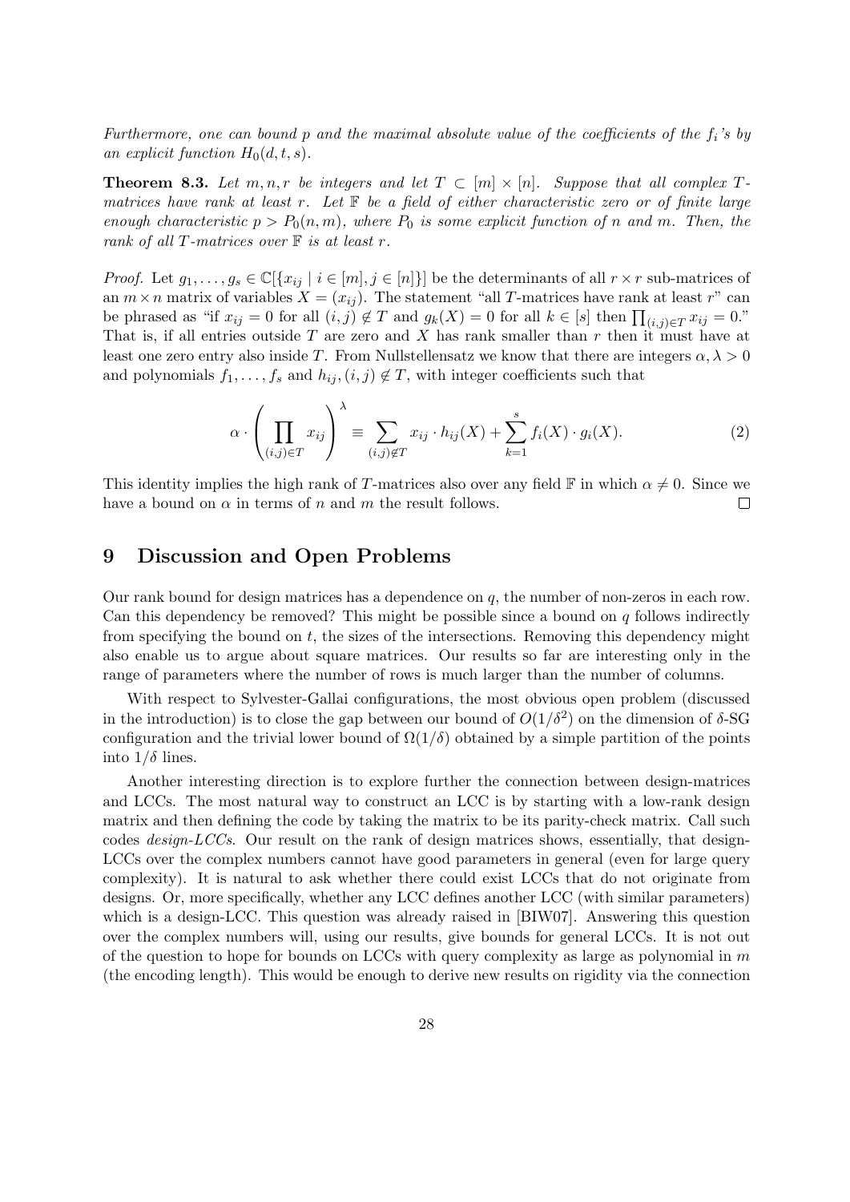*Furthermore, one can bound $p$ and the maximal absolute value of the coefficients of the $f_i$'s by an explicit function $H_0(d, t, s)$.*

**Theorem 8.3.** *Let $m, n, r$ be integers and let $T \subset [m] \times [n]$. Suppose that all complex $T$-matrices have rank at least $r$. Let $\mathbb{F}$ be a field of either characteristic zero or of finite large enough characteristic $p > P_0(n, m)$, where $P_0$ is some explicit function of $n$ and $m$. Then, the rank of all $T$-matrices over $\mathbb{F}$ is at least $r$.*

*Proof.* Let $g_1, \ldots, g_s \in \mathbb{C}[\{x_{ij} \mid i \in [m], j \in [n]\}]$ be the determinants of all $r \times r$ sub-matrices of an $m \times n$ matrix of variables $X = (x_{ij})$. The statement "all $T$-matrices have rank at least $r$" can be phrased as "if $x_{ij} = 0$ for all $(i, j) \notin T$ and $g_k(X) = 0$ for all $k \in [s]$ then $\prod_{(i,j)\in T} x_{ij} = 0$." That is, if all entries outside $T$ are zero and $X$ has rank smaller than $r$ then it must have at least one zero entry also inside $T$. From Nullstellensatz we know that there are integers $\alpha, \lambda > 0$ and polynomials $f_1, \ldots, f_s$ and $h_{ij}, (i, j) \notin T$, with integer coefficients such that

$$\alpha \cdot \left( \prod_{(i,j)\in T} x_{ij} \right)^{\lambda} \equiv \sum_{(i,j)\notin T} x_{ij} \cdot h_{ij}(X) + \sum_{k=1}^{s} f_i(X) \cdot g_i(X). \tag{2}$$

This identity implies the high rank of $T$-matrices also over any field $\mathbb{F}$ in which $\alpha \neq 0$. Since we have a bound on $\alpha$ in terms of $n$ and $m$ the result follows. $\square$

## 9 Discussion and Open Problems

Our rank bound for design matrices has a dependence on $q$, the number of non-zeros in each row. Can this dependency be removed? This might be possible since a bound on $q$ follows indirectly from specifying the bound on $t$, the sizes of the intersections. Removing this dependency might also enable us to argue about square matrices. Our results so far are interesting only in the range of parameters where the number of rows is much larger than the number of columns.

With respect to Sylvester-Gallai configurations, the most obvious open problem (discussed in the introduction) is to close the gap between our bound of $O(1/\delta^2)$ on the dimension of $\delta$-SG configuration and the trivial lower bound of $\Omega(1/\delta)$ obtained by a simple partition of the points into $1/\delta$ lines.

Another interesting direction is to explore further the connection between design-matrices and LCCs. The most natural way to construct an LCC is by starting with a low-rank design matrix and then defining the code by taking the matrix to be its parity-check matrix. Call such codes *design-LCCs*. Our result on the rank of design matrices shows, essentially, that design-LCCs over the complex numbers cannot have good parameters in general (even for large query complexity). It is natural to ask whether there could exist LCCs that do not originate from designs. Or, more specifically, whether any LCC defines another LCC (with similar parameters) which is a design-LCC. This question was already raised in [BIW07]. Answering this question over the complex numbers will, using our results, give bounds for general LCCs. It is not out of the question to hope for bounds on LCCs with query complexity as large as polynomial in $m$ (the encoding length). This would be enough to derive new results on rigidity via the connection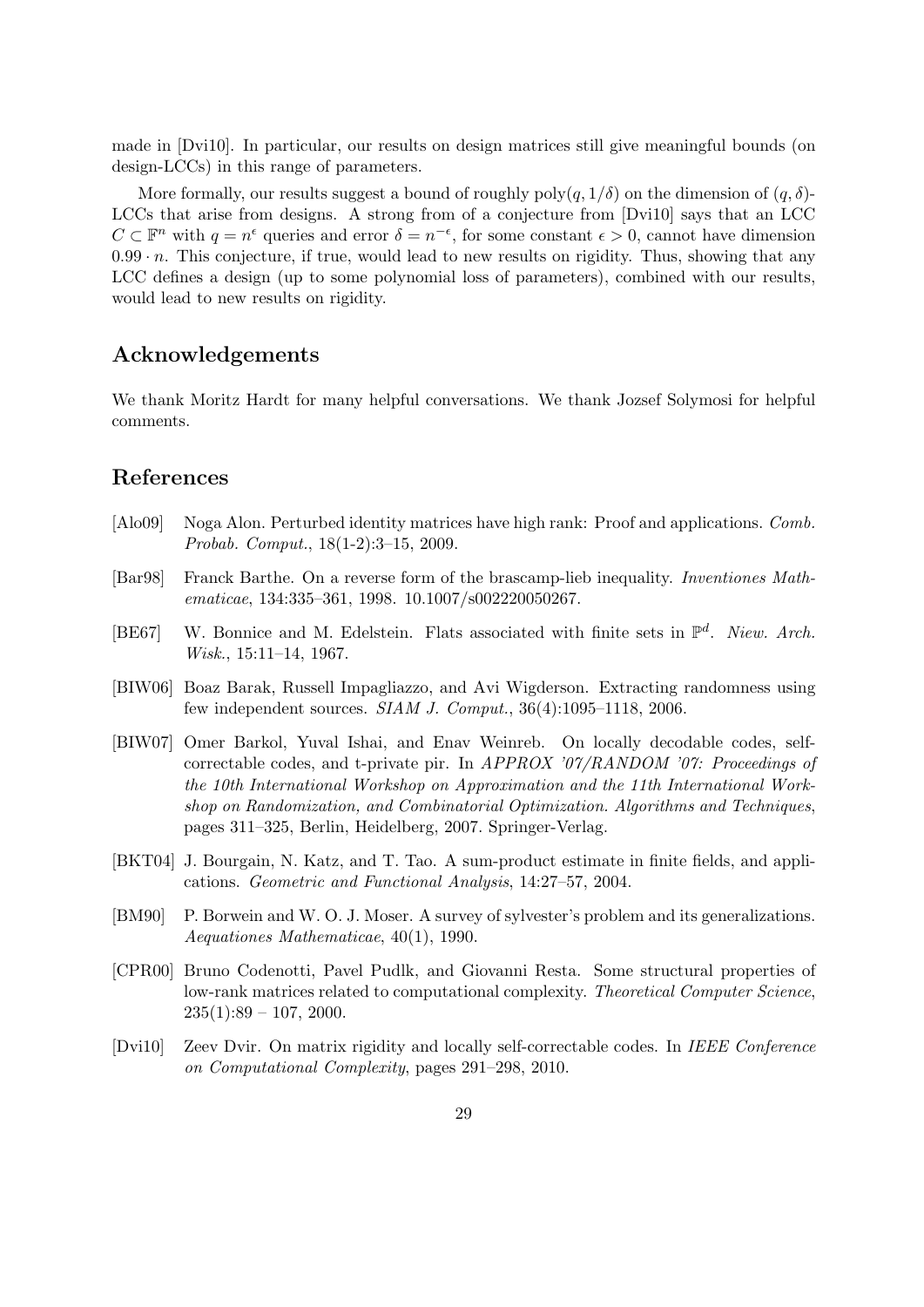made in [Dvi10]. In particular, our results on design matrices still give meaningful bounds (on design-LCCs) in this range of parameters.

More formally, our results suggest a bound of roughly $\mathrm{poly}(q, 1/\delta)$ on the dimension of $(q, \delta)$-LCCs that arise from designs. A strong from of a conjecture from [Dvi10] says that an LCC $C \subset \mathbb{F}^n$ with $q = n^\epsilon$ queries and error $\delta = n^{-\epsilon}$, for some constant $\epsilon > 0$, cannot have dimension $0.99 \cdot n$. This conjecture, if true, would lead to new results on rigidity. Thus, showing that any LCC defines a design (up to some polynomial loss of parameters), combined with our results, would lead to new results on rigidity.

## Acknowledgements

We thank Moritz Hardt for many helpful conversations. We thank Jozsef Solymosi for helpful comments.

## References

[Alo09] Noga Alon. Perturbed identity matrices have high rank: Proof and applications. *Comb. Probab. Comput.*, 18(1-2):3–15, 2009.

[Bar98] Franck Barthe. On a reverse form of the brascamp-lieb inequality. *Inventiones Mathematicae*, 134:335–361, 1998. 10.1007/s002220050267.

[BE67] W. Bonnice and M. Edelstein. Flats associated with finite sets in $\mathbb{P}^d$. *Niew. Arch. Wisk.*, 15:11–14, 1967.

[BIW06] Boaz Barak, Russell Impagliazzo, and Avi Wigderson. Extracting randomness using few independent sources. *SIAM J. Comput.*, 36(4):1095–1118, 2006.

[BIW07] Omer Barkol, Yuval Ishai, and Enav Weinreb. On locally decodable codes, self-correctable codes, and t-private pir. In *APPROX '07/RANDOM '07: Proceedings of the 10th International Workshop on Approximation and the 11th International Workshop on Randomization, and Combinatorial Optimization. Algorithms and Techniques*, pages 311–325, Berlin, Heidelberg, 2007. Springer-Verlag.

[BKT04] J. Bourgain, N. Katz, and T. Tao. A sum-product estimate in finite fields, and applications. *Geometric and Functional Analysis*, 14:27–57, 2004.

[BM90] P. Borwein and W. O. J. Moser. A survey of sylvester's problem and its generalizations. *Aequationes Mathematicae*, 40(1), 1990.

[CPR00] Bruno Codenotti, Pavel Pudlk, and Giovanni Resta. Some structural properties of low-rank matrices related to computational complexity. *Theoretical Computer Science*, 235(1):89 – 107, 2000.

[Dvi10] Zeev Dvir. On matrix rigidity and locally self-correctable codes. In *IEEE Conference on Computational Complexity*, pages 291–298, 2010.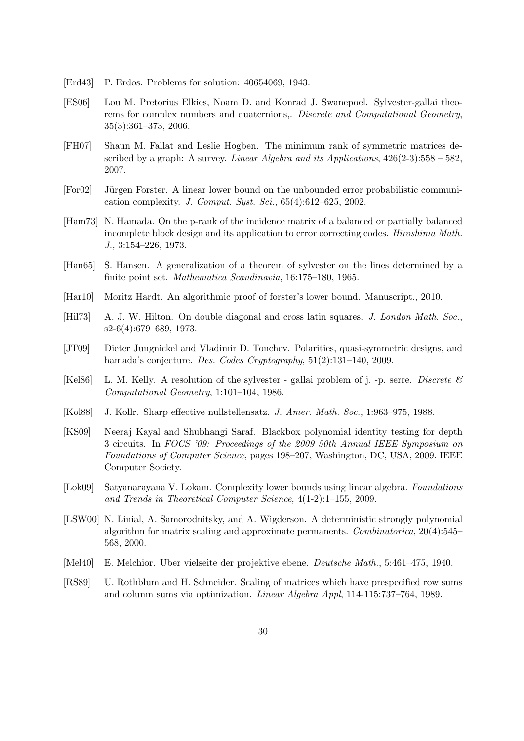[Erd43] P. Erdos. Problems for solution: 40654069, 1943.

[ES06] Lou M. Pretorius Elkies, Noam D. and Konrad J. Swanepoel. Sylvester-gallai theorems for complex numbers and quaternions,. *Discrete and Computational Geometry*, 35(3):361–373, 2006.

[FH07] Shaun M. Fallat and Leslie Hogben. The minimum rank of symmetric matrices described by a graph: A survey. *Linear Algebra and its Applications*, 426(2-3):558 – 582, 2007.

[For02] Jürgen Forster. A linear lower bound on the unbounded error probabilistic communication complexity. *J. Comput. Syst. Sci.*, 65(4):612–625, 2002.

[Ham73] N. Hamada. On the p-rank of the incidence matrix of a balanced or partially balanced incomplete block design and its application to error correcting codes. *Hiroshima Math. J.*, 3:154–226, 1973.

[Han65] S. Hansen. A generalization of a theorem of sylvester on the lines determined by a finite point set. *Mathematica Scandinavia*, 16:175–180, 1965.

[Har10] Moritz Hardt. An algorithmic proof of forster's lower bound. Manuscript., 2010.

[Hil73] A. J. W. Hilton. On double diagonal and cross latin squares. *J. London Math. Soc.*, s2-6(4):679–689, 1973.

[JT09] Dieter Jungnickel and Vladimir D. Tonchev. Polarities, quasi-symmetric designs, and hamada's conjecture. *Des. Codes Cryptography*, 51(2):131–140, 2009.

[Kel86] L. M. Kelly. A resolution of the sylvester - gallai problem of j. -p. serre. *Discrete & Computational Geometry*, 1:101–104, 1986.

[Kol88] J. Kollr. Sharp effective nullstellensatz. *J. Amer. Math. Soc.*, 1:963–975, 1988.

[KS09] Neeraj Kayal and Shubhangi Saraf. Blackbox polynomial identity testing for depth 3 circuits. In *FOCS '09: Proceedings of the 2009 50th Annual IEEE Symposium on Foundations of Computer Science*, pages 198–207, Washington, DC, USA, 2009. IEEE Computer Society.

[Lok09] Satyanarayana V. Lokam. Complexity lower bounds using linear algebra. *Foundations and Trends in Theoretical Computer Science*, 4(1-2):1–155, 2009.

[LSW00] N. Linial, A. Samorodnitsky, and A. Wigderson. A deterministic strongly polynomial algorithm for matrix scaling and approximate permanents. *Combinatorica*, 20(4):545–568, 2000.

[Mel40] E. Melchior. Uber vielseite der projektive ebene. *Deutsche Math.*, 5:461–475, 1940.

[RS89] U. Rothblum and H. Schneider. Scaling of matrices which have prespecified row sums and column sums via optimization. *Linear Algebra Appl*, 114-115:737–764, 1989.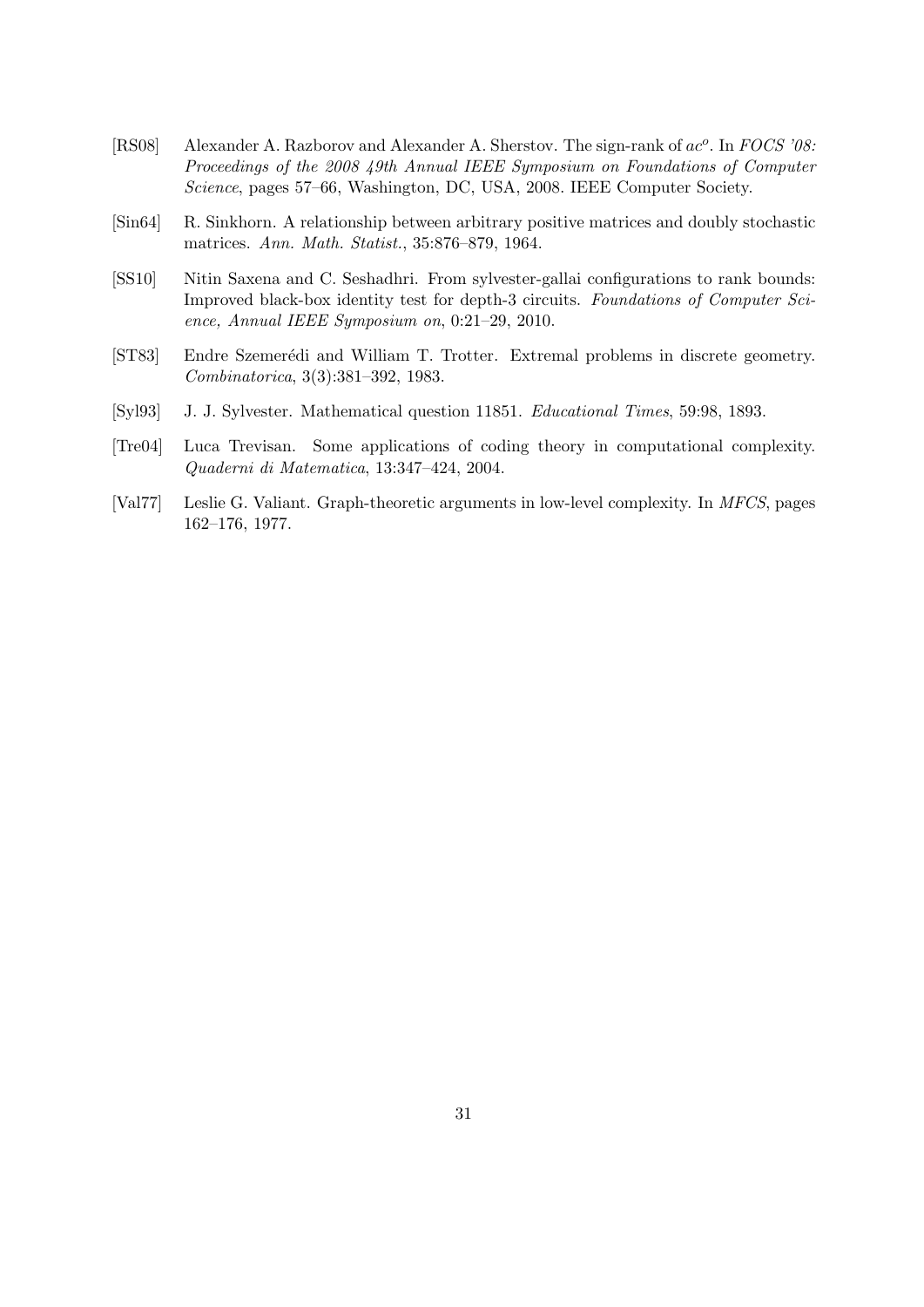- [RS08] Alexander A. Razborov and Alexander A. Sherstov. The sign-rank of $ac^o$. In *FOCS '08: Proceedings of the 2008 49th Annual IEEE Symposium on Foundations of Computer Science*, pages 57–66, Washington, DC, USA, 2008. IEEE Computer Society.
- [Sin64] R. Sinkhorn. A relationship between arbitrary positive matrices and doubly stochastic matrices. *Ann. Math. Statist.*, 35:876–879, 1964.
- [SS10] Nitin Saxena and C. Seshadhri. From sylvester-gallai configurations to rank bounds: Improved black-box identity test for depth-3 circuits. *Foundations of Computer Science, Annual IEEE Symposium on*, 0:21–29, 2010.
- [ST83] Endre Szemerédi and William T. Trotter. Extremal problems in discrete geometry. *Combinatorica*, 3(3):381–392, 1983.
- [Syl93] J. J. Sylvester. Mathematical question 11851. *Educational Times*, 59:98, 1893.
- [Tre04] Luca Trevisan. Some applications of coding theory in computational complexity. *Quaderni di Matematica*, 13:347–424, 2004.
- [Val77] Leslie G. Valiant. Graph-theoretic arguments in low-level complexity. In *MFCS*, pages 162–176, 1977.